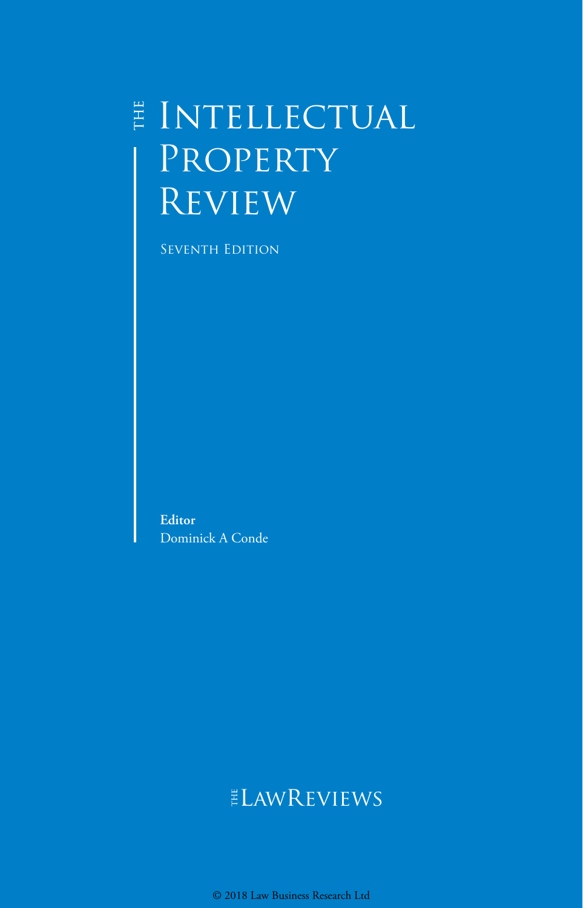# The Intellectual Property Review

Seventh Edition

**Editor**
Dominick A Conde

The LawReviews

© 2018 Law Business Research Ltd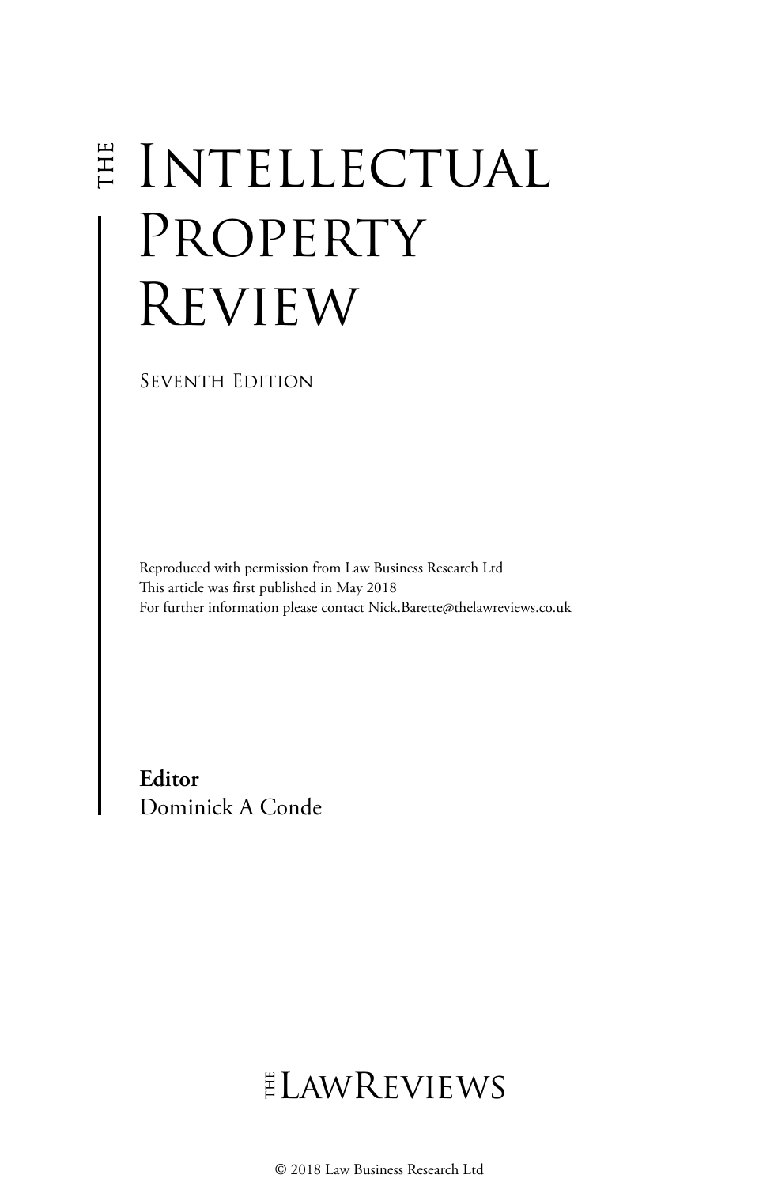# THE INTELLECTUAL PROPERTY REVIEW

SEVENTH EDITION

Reproduced with permission from Law Business Research Ltd
This article was first published in May 2018
For further information please contact Nick.Barette@thelawreviews.co.uk

**Editor**
Dominick A Conde

THE LAWREVIEWS

© 2018 Law Business Research Ltd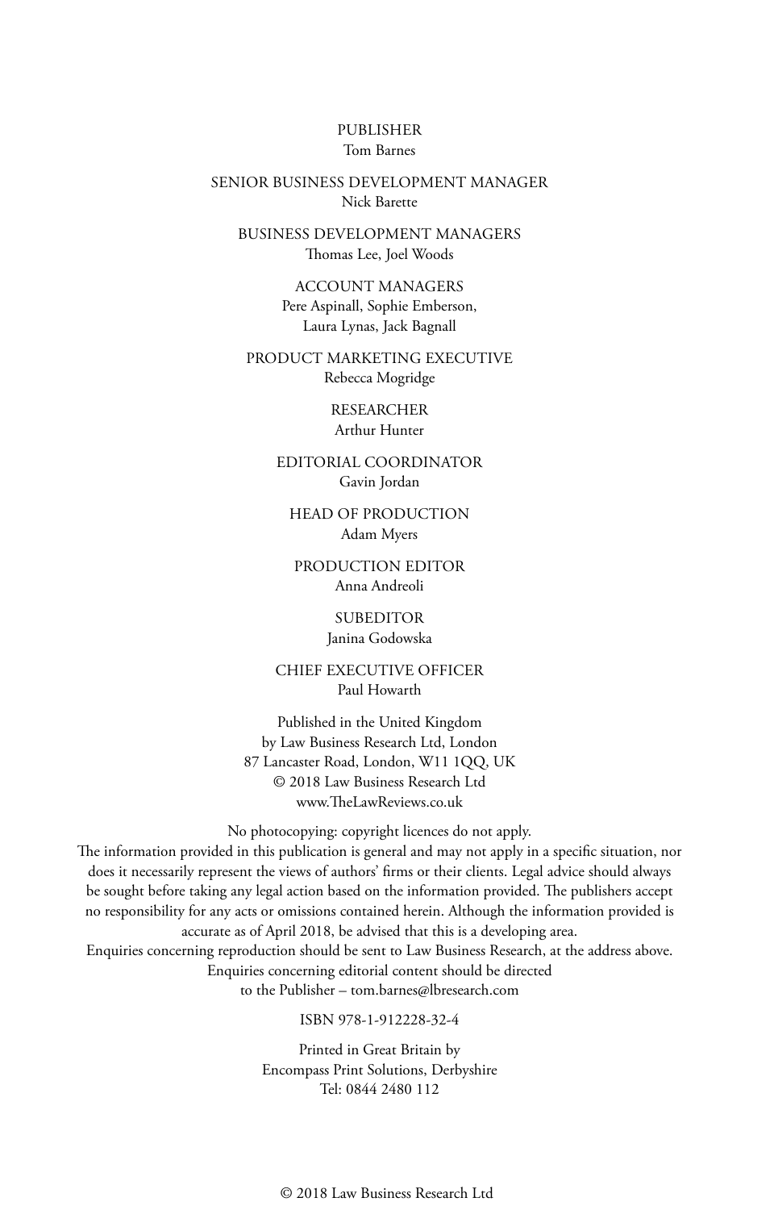PUBLISHER
Tom Barnes

SENIOR BUSINESS DEVELOPMENT MANAGER
Nick Barette

BUSINESS DEVELOPMENT MANAGERS
Thomas Lee, Joel Woods

ACCOUNT MANAGERS
Pere Aspinall, Sophie Emberson,
Laura Lynas, Jack Bagnall

PRODUCT MARKETING EXECUTIVE
Rebecca Mogridge

RESEARCHER
Arthur Hunter

EDITORIAL COORDINATOR
Gavin Jordan

HEAD OF PRODUCTION
Adam Myers

PRODUCTION EDITOR
Anna Andreoli

SUBEDITOR
Janina Godowska

CHIEF EXECUTIVE OFFICER
Paul Howarth

Published in the United Kingdom
by Law Business Research Ltd, London
87 Lancaster Road, London, W11 1QQ, UK
© 2018 Law Business Research Ltd
www.TheLawReviews.co.uk

No photocopying: copyright licences do not apply.
The information provided in this publication is general and may not apply in a specific situation, nor does it necessarily represent the views of authors' firms or their clients. Legal advice should always be sought before taking any legal action based on the information provided. The publishers accept no responsibility for any acts or omissions contained herein. Although the information provided is accurate as of April 2018, be advised that this is a developing area.
Enquiries concerning reproduction should be sent to Law Business Research, at the address above.
Enquiries concerning editorial content should be directed
to the Publisher – tom.barnes@lbresearch.com

ISBN 978-1-912228-32-4

Printed in Great Britain by
Encompass Print Solutions, Derbyshire
Tel: 0844 2480 112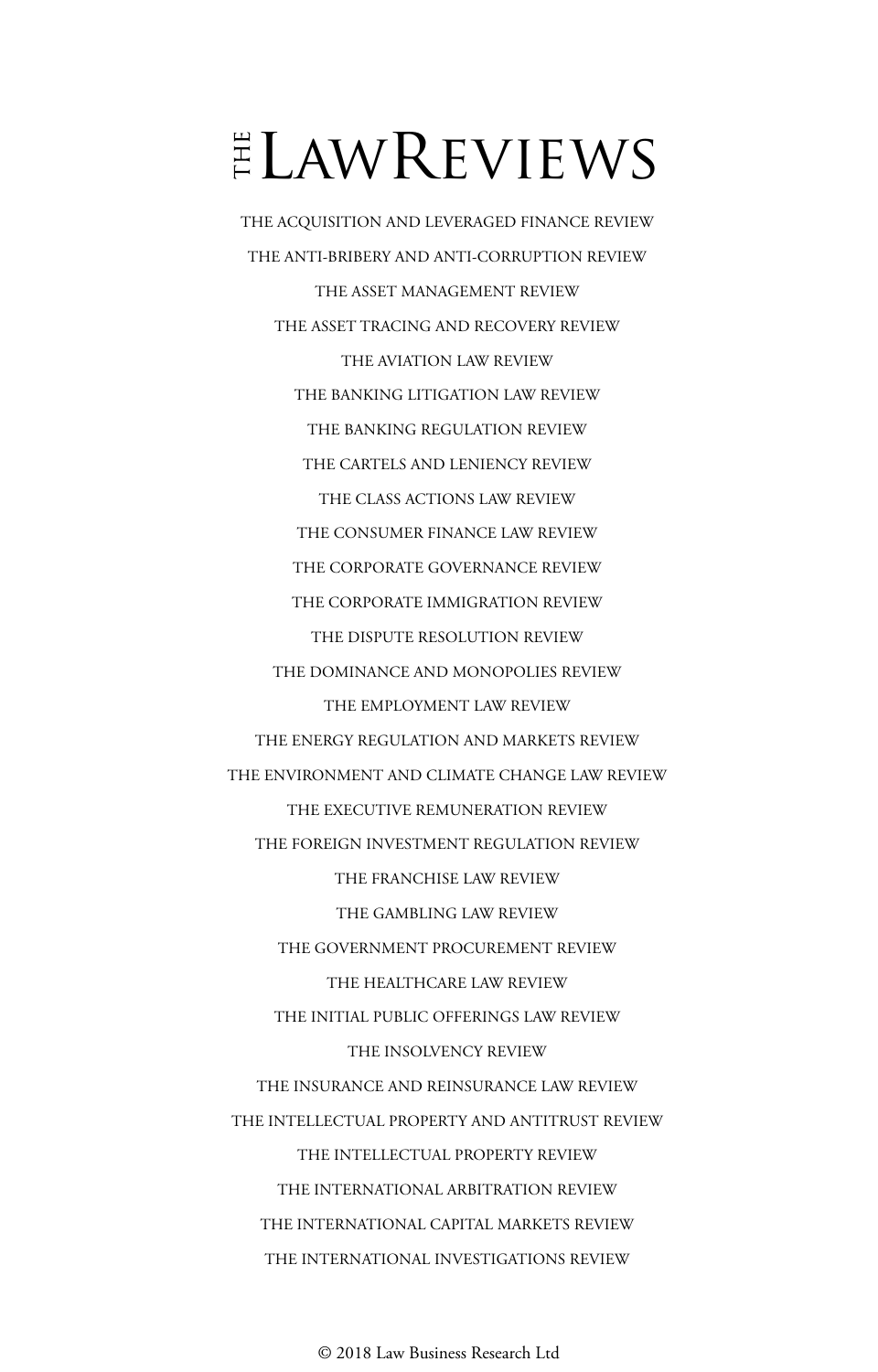# THE LAW REVIEWS

THE ACQUISITION AND LEVERAGED FINANCE REVIEW

THE ANTI-BRIBERY AND ANTI-CORRUPTION REVIEW

THE ASSET MANAGEMENT REVIEW

THE ASSET TRACING AND RECOVERY REVIEW

THE AVIATION LAW REVIEW

THE BANKING LITIGATION LAW REVIEW

THE BANKING REGULATION REVIEW

THE CARTELS AND LENIENCY REVIEW

THE CLASS ACTIONS LAW REVIEW

THE CONSUMER FINANCE LAW REVIEW

THE CORPORATE GOVERNANCE REVIEW

THE CORPORATE IMMIGRATION REVIEW

THE DISPUTE RESOLUTION REVIEW

THE DOMINANCE AND MONOPOLIES REVIEW

THE EMPLOYMENT LAW REVIEW

THE ENERGY REGULATION AND MARKETS REVIEW

THE ENVIRONMENT AND CLIMATE CHANGE LAW REVIEW

THE EXECUTIVE REMUNERATION REVIEW

THE FOREIGN INVESTMENT REGULATION REVIEW

THE FRANCHISE LAW REVIEW

THE GAMBLING LAW REVIEW

THE GOVERNMENT PROCUREMENT REVIEW

THE HEALTHCARE LAW REVIEW

THE INITIAL PUBLIC OFFERINGS LAW REVIEW

THE INSOLVENCY REVIEW

THE INSURANCE AND REINSURANCE LAW REVIEW

THE INTELLECTUAL PROPERTY AND ANTITRUST REVIEW

THE INTELLECTUAL PROPERTY REVIEW

THE INTERNATIONAL ARBITRATION REVIEW

THE INTERNATIONAL CAPITAL MARKETS REVIEW

THE INTERNATIONAL INVESTIGATIONS REVIEW

© 2018 Law Business Research Ltd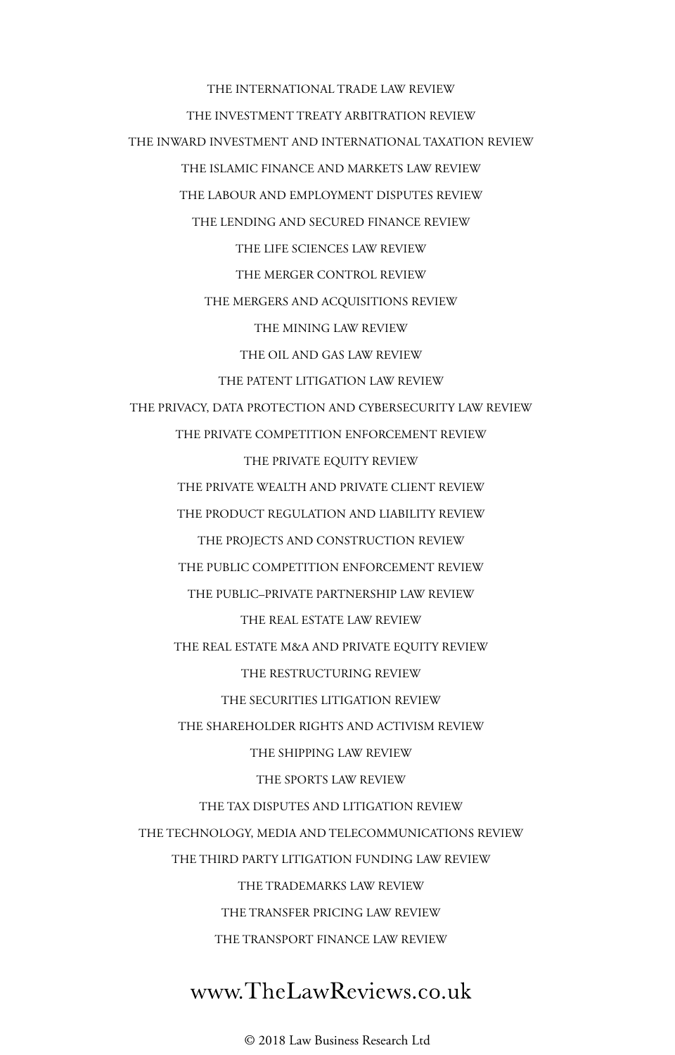THE INTERNATIONAL TRADE LAW REVIEW

THE INVESTMENT TREATY ARBITRATION REVIEW

THE INWARD INVESTMENT AND INTERNATIONAL TAXATION REVIEW

THE ISLAMIC FINANCE AND MARKETS LAW REVIEW

THE LABOUR AND EMPLOYMENT DISPUTES REVIEW

THE LENDING AND SECURED FINANCE REVIEW

THE LIFE SCIENCES LAW REVIEW

THE MERGER CONTROL REVIEW

THE MERGERS AND ACQUISITIONS REVIEW

THE MINING LAW REVIEW

THE OIL AND GAS LAW REVIEW

THE PATENT LITIGATION LAW REVIEW

THE PRIVACY, DATA PROTECTION AND CYBERSECURITY LAW REVIEW

THE PRIVATE COMPETITION ENFORCEMENT REVIEW

THE PRIVATE EQUITY REVIEW

THE PRIVATE WEALTH AND PRIVATE CLIENT REVIEW

THE PRODUCT REGULATION AND LIABILITY REVIEW

THE PROJECTS AND CONSTRUCTION REVIEW

THE PUBLIC COMPETITION ENFORCEMENT REVIEW

THE PUBLIC–PRIVATE PARTNERSHIP LAW REVIEW

THE REAL ESTATE LAW REVIEW

THE REAL ESTATE M&A AND PRIVATE EQUITY REVIEW

THE RESTRUCTURING REVIEW

THE SECURITIES LITIGATION REVIEW

THE SHAREHOLDER RIGHTS AND ACTIVISM REVIEW

THE SHIPPING LAW REVIEW

THE SPORTS LAW REVIEW

THE TAX DISPUTES AND LITIGATION REVIEW

THE TECHNOLOGY, MEDIA AND TELECOMMUNICATIONS REVIEW

THE THIRD PARTY LITIGATION FUNDING LAW REVIEW

THE TRADEMARKS LAW REVIEW

THE TRANSFER PRICING LAW REVIEW

THE TRANSPORT FINANCE LAW REVIEW

www.TheLawReviews.co.uk

© 2018 Law Business Research Ltd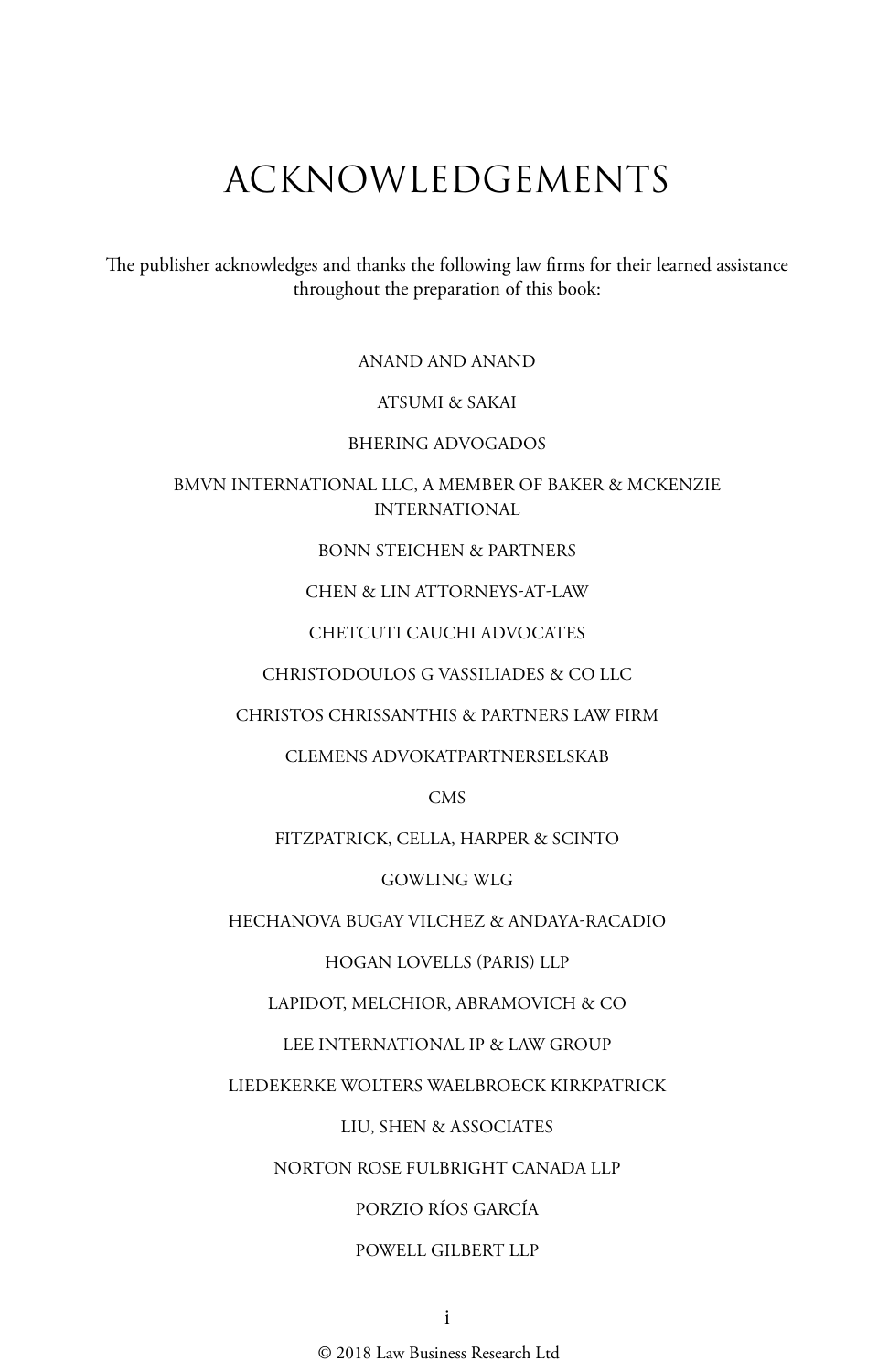# ACKNOWLEDGEMENTS

The publisher acknowledges and thanks the following law firms for their learned assistance throughout the preparation of this book:

ANAND AND ANAND

ATSUMI & SAKAI

BHERING ADVOGADOS

BMVN INTERNATIONAL LLC, A MEMBER OF BAKER & MCKENZIE INTERNATIONAL

BONN STEICHEN & PARTNERS

CHEN & LIN ATTORNEYS-AT-LAW

CHETCUTI CAUCHI ADVOCATES

CHRISTODOULOS G VASSILIADES & CO LLC

CHRISTOS CHRISSANTHIS & PARTNERS LAW FIRM

CLEMENS ADVOKATPARTNERSELSKAB

CMS

FITZPATRICK, CELLA, HARPER & SCINTO

GOWLING WLG

HECHANOVA BUGAY VILCHEZ & ANDAYA-RACADIO

HOGAN LOVELLS (PARIS) LLP

LAPIDOT, MELCHIOR, ABRAMOVICH & CO

LEE INTERNATIONAL IP & LAW GROUP

LIEDEKERKE WOLTERS WAELBROECK KIRKPATRICK

LIU, SHEN & ASSOCIATES

NORTON ROSE FULBRIGHT CANADA LLP

PORZIO RÍOS GARCÍA

POWELL GILBERT LLP

© 2018 Law Business Research Ltd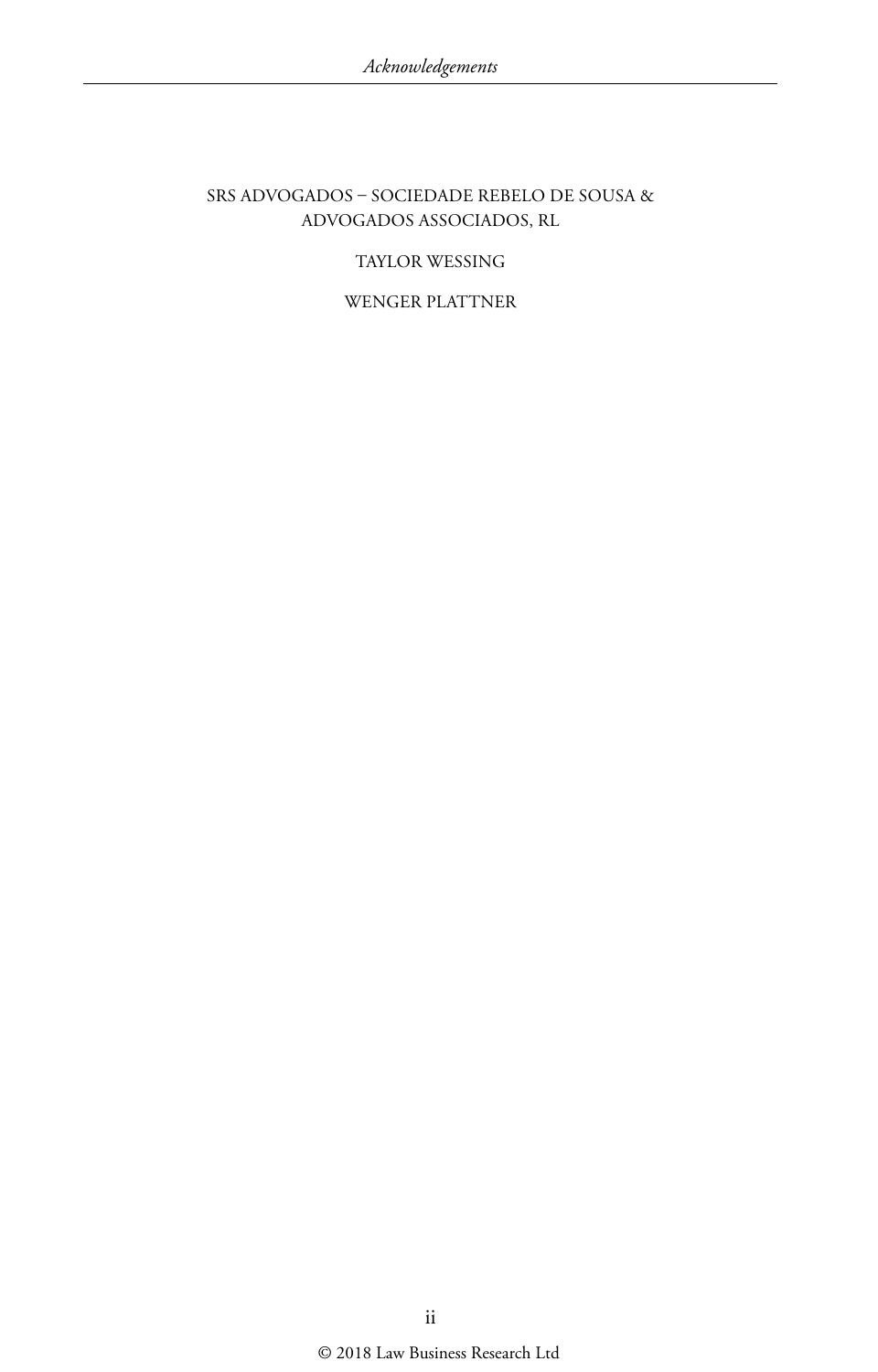SRS ADVOGADOS – SOCIEDADE REBELO DE SOUSA & ADVOGADOS ASSOCIADOS, RL

TAYLOR WESSING

WENGER PLATTNER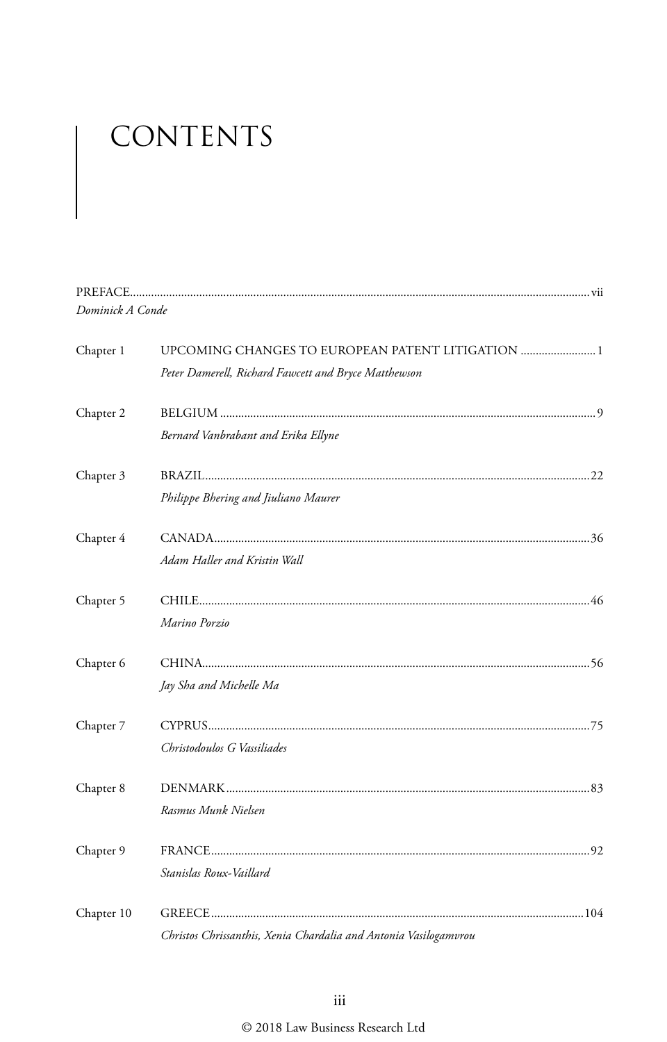# CONTENTS

PREFACE ..... vii
*Dominick A Conde*

Chapter 1 UPCOMING CHANGES TO EUROPEAN PATENT LITIGATION ..... 1
*Peter Damerell, Richard Fawcett and Bryce Matthewson*

Chapter 2 BELGIUM ..... 9
*Bernard Vanbrabant and Erika Ellyne*

Chapter 3 BRAZIL ..... 22
*Philippe Bhering and Jiuliano Maurer*

Chapter 4 CANADA ..... 36
*Adam Haller and Kristin Wall*

Chapter 5 CHILE ..... 46
*Marino Porzio*

Chapter 6 CHINA ..... 56
*Jay Sha and Michelle Ma*

Chapter 7 CYPRUS ..... 75
*Christodoulos G Vassiliades*

Chapter 8 DENMARK ..... 83
*Rasmus Munk Nielsen*

Chapter 9 FRANCE ..... 92
*Stanislas Roux-Vaillard*

Chapter 10 GREECE ..... 104
*Christos Chrissanthis, Xenia Chardalia and Antonia Vasilogamvrou*

© 2018 Law Business Research Ltd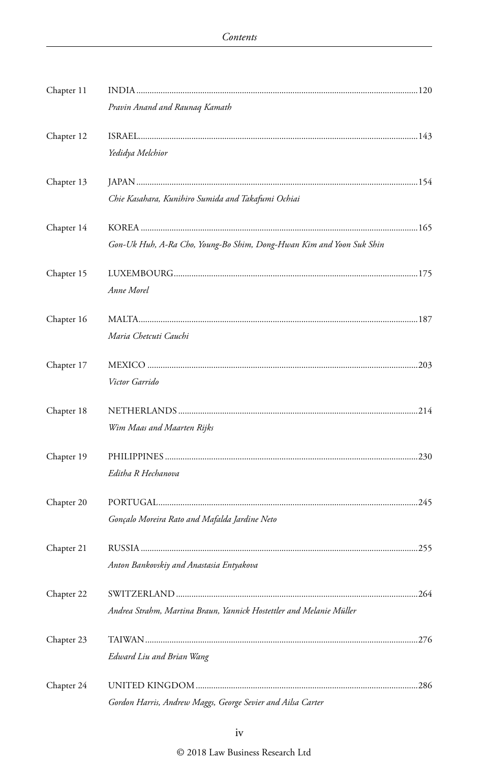Chapter 11 INDIA ....................................................................................................................120

*Pravin Anand and Raunaq Kamath*

Chapter 12 ISRAEL....................................................................................................................143

*Yedidya Melchior*

Chapter 13 JAPAN ....................................................................................................................154

*Chie Kasahara, Kunihiro Sumida and Takafumi Ochiai*

Chapter 14 KOREA ....................................................................................................................165

*Gon-Uk Huh, A-Ra Cho, Young-Bo Shim, Dong-Hwan Kim and Yoon Suk Shin*

Chapter 15 LUXEMBOURG....................................................................................................175

*Anne Morel*

Chapter 16 MALTA....................................................................................................................187

*Maria Chetcuti Cauchi*

Chapter 17 MEXICO ..................................................................................................................203

*Victor Garrido*

Chapter 18 NETHERLANDS....................................................................................................214

*Wim Maas and Maarten Rijks*

Chapter 19 PHILIPPINES..........................................................................................................230

*Editha R Hechanova*

Chapter 20 PORTUGAL.............................................................................................................245

*Gonçalo Moreira Rato and Mafalda Jardine Neto*

Chapter 21 RUSSIA ....................................................................................................................255

*Anton Bankovskiy and Anastasia Entyakova*

Chapter 22 SWITZERLAND .....................................................................................................264

*Andrea Strahm, Martina Braun, Yannick Hostettler and Melanie Müller*

Chapter 23 TAIWAN..................................................................................................................276

*Edward Liu and Brian Wang*

Chapter 24 UNITED KINGDOM ............................................................................................286

*Gordon Harris, Andrew Maggs, George Sevier and Ailsa Carter*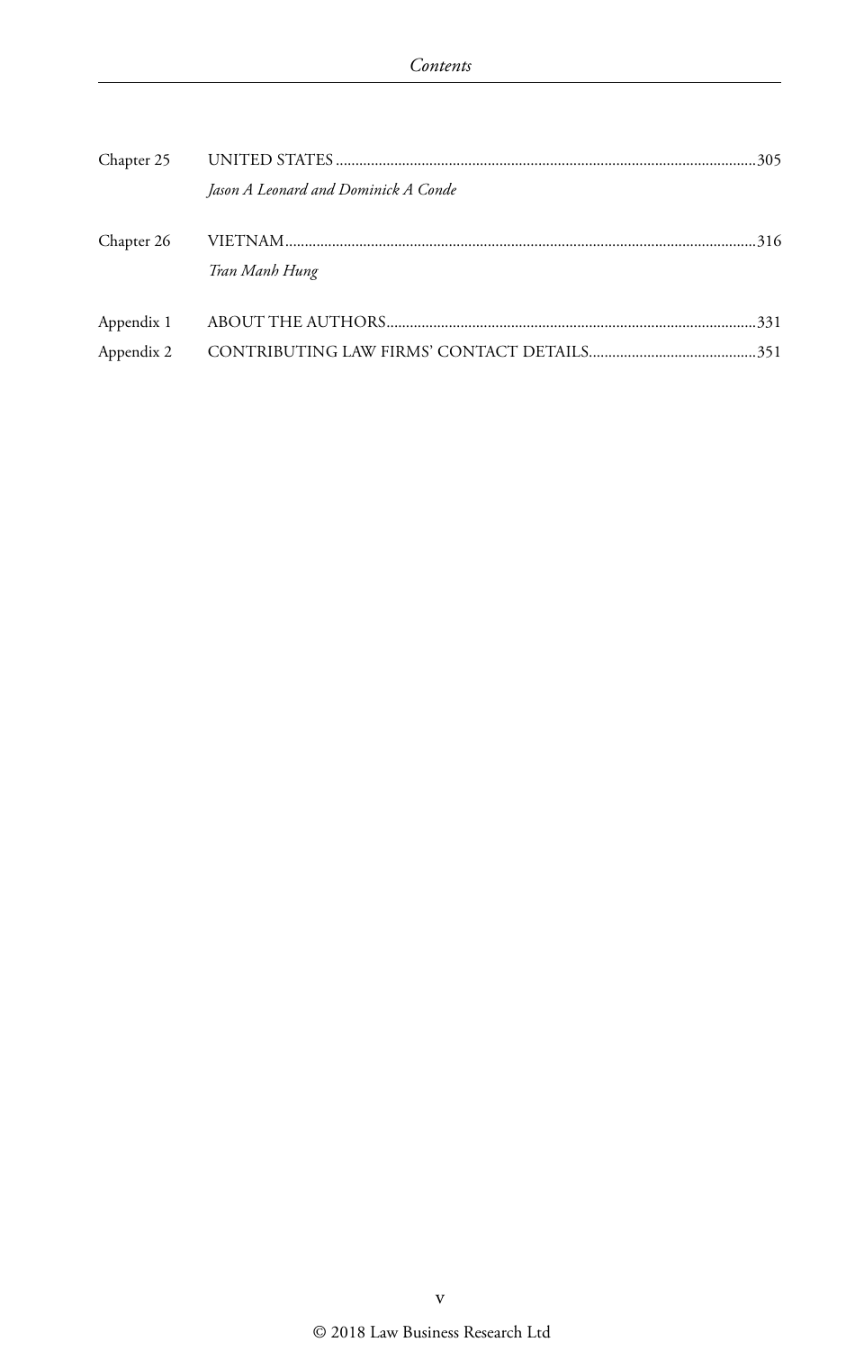Chapter 25 UNITED STATES ........................................................................................................305

*Jason A Leonard and Dominick A Conde*

Chapter 26 VIETNAM..................................................................................................................316

*Tran Manh Hung*

Appendix 1 ABOUT THE AUTHORS.............................................................................................331

Appendix 2 CONTRIBUTING LAW FIRMS' CONTACT DETAILS..........................................351

© 2018 Law Business Research Ltd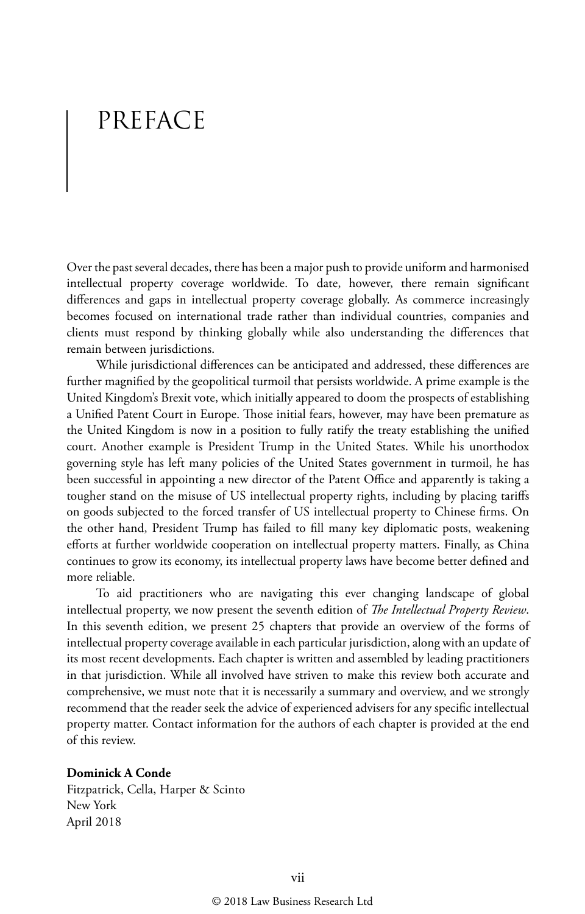# PREFACE

Over the past several decades, there has been a major push to provide uniform and harmonised intellectual property coverage worldwide. To date, however, there remain significant differences and gaps in intellectual property coverage globally. As commerce increasingly becomes focused on international trade rather than individual countries, companies and clients must respond by thinking globally while also understanding the differences that remain between jurisdictions.

While jurisdictional differences can be anticipated and addressed, these differences are further magnified by the geopolitical turmoil that persists worldwide. A prime example is the United Kingdom's Brexit vote, which initially appeared to doom the prospects of establishing a Unified Patent Court in Europe. Those initial fears, however, may have been premature as the United Kingdom is now in a position to fully ratify the treaty establishing the unified court. Another example is President Trump in the United States. While his unorthodox governing style has left many policies of the United States government in turmoil, he has been successful in appointing a new director of the Patent Office and apparently is taking a tougher stand on the misuse of US intellectual property rights, including by placing tariffs on goods subjected to the forced transfer of US intellectual property to Chinese firms. On the other hand, President Trump has failed to fill many key diplomatic posts, weakening efforts at further worldwide cooperation on intellectual property matters. Finally, as China continues to grow its economy, its intellectual property laws have become better defined and more reliable.

To aid practitioners who are navigating this ever changing landscape of global intellectual property, we now present the seventh edition of *The Intellectual Property Review*. In this seventh edition, we present 25 chapters that provide an overview of the forms of intellectual property coverage available in each particular jurisdiction, along with an update of its most recent developments. Each chapter is written and assembled by leading practitioners in that jurisdiction. While all involved have striven to make this review both accurate and comprehensive, we must note that it is necessarily a summary and overview, and we strongly recommend that the reader seek the advice of experienced advisers for any specific intellectual property matter. Contact information for the authors of each chapter is provided at the end of this review.

**Dominick A Conde**
Fitzpatrick, Cella, Harper & Scinto
New York
April 2018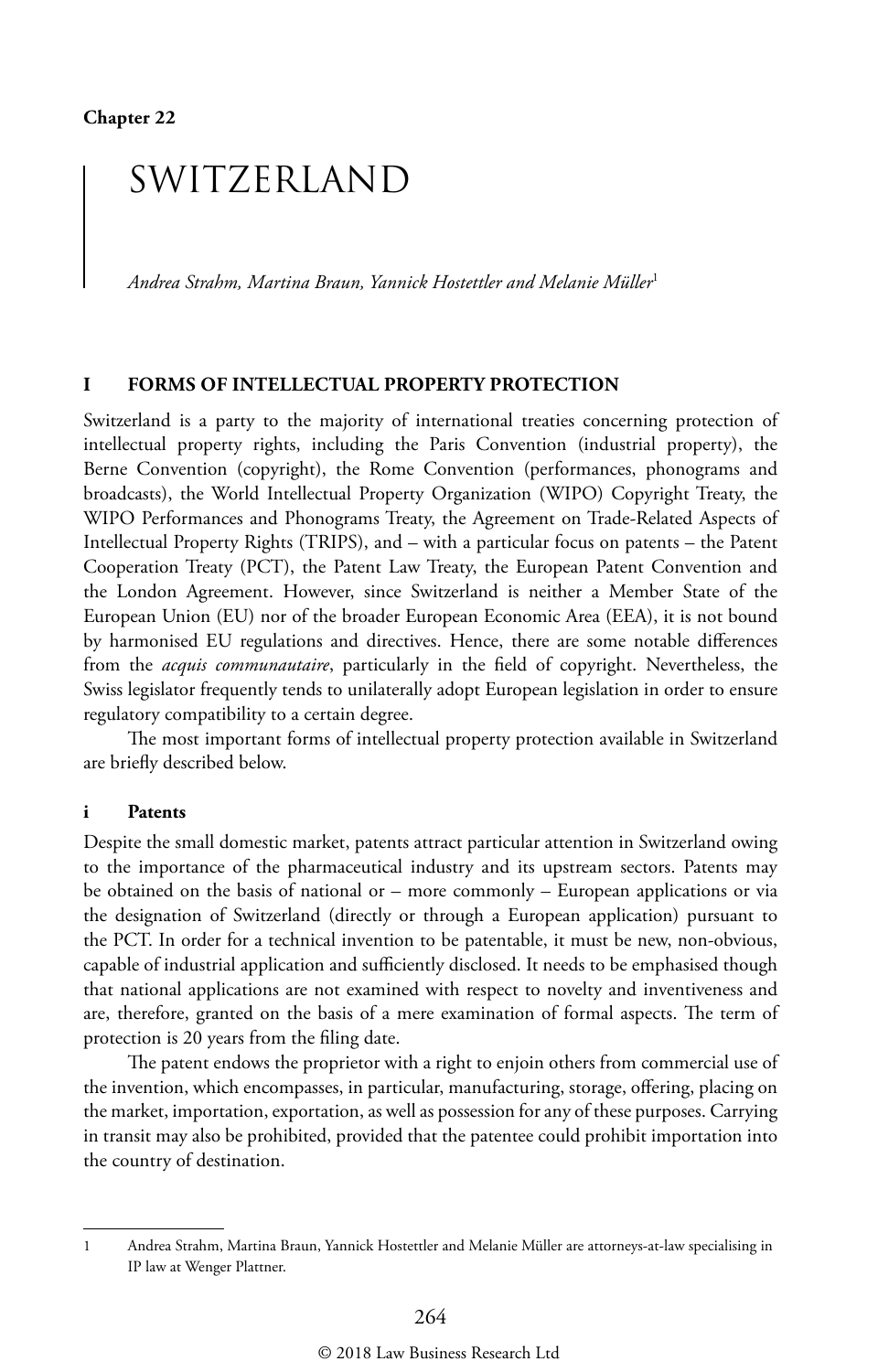Chapter 22

# SWITZERLAND

*Andrea Strahm, Martina Braun, Yannick Hostettler and Melanie Müller*[1]

## I FORMS OF INTELLECTUAL PROPERTY PROTECTION

Switzerland is a party to the majority of international treaties concerning protection of intellectual property rights, including the Paris Convention (industrial property), the Berne Convention (copyright), the Rome Convention (performances, phonograms and broadcasts), the World Intellectual Property Organization (WIPO) Copyright Treaty, the WIPO Performances and Phonograms Treaty, the Agreement on Trade-Related Aspects of Intellectual Property Rights (TRIPS), and – with a particular focus on patents – the Patent Cooperation Treaty (PCT), the Patent Law Treaty, the European Patent Convention and the London Agreement. However, since Switzerland is neither a Member State of the European Union (EU) nor of the broader European Economic Area (EEA), it is not bound by harmonised EU regulations and directives. Hence, there are some notable differences from the *acquis communautaire*, particularly in the field of copyright. Nevertheless, the Swiss legislator frequently tends to unilaterally adopt European legislation in order to ensure regulatory compatibility to a certain degree.

The most important forms of intellectual property protection available in Switzerland are briefly described below.

### i Patents

Despite the small domestic market, patents attract particular attention in Switzerland owing to the importance of the pharmaceutical industry and its upstream sectors. Patents may be obtained on the basis of national or – more commonly – European applications or via the designation of Switzerland (directly or through a European application) pursuant to the PCT. In order for a technical invention to be patentable, it must be new, non-obvious, capable of industrial application and sufficiently disclosed. It needs to be emphasised though that national applications are not examined with respect to novelty and inventiveness and are, therefore, granted on the basis of a mere examination of formal aspects. The term of protection is 20 years from the filing date.

The patent endows the proprietor with a right to enjoin others from commercial use of the invention, which encompasses, in particular, manufacturing, storage, offering, placing on the market, importation, exportation, as well as possession for any of these purposes. Carrying in transit may also be prohibited, provided that the patentee could prohibit importation into the country of destination.

---

1 Andrea Strahm, Martina Braun, Yannick Hostettler and Melanie Müller are attorneys-at-law specialising in IP law at Wenger Plattner.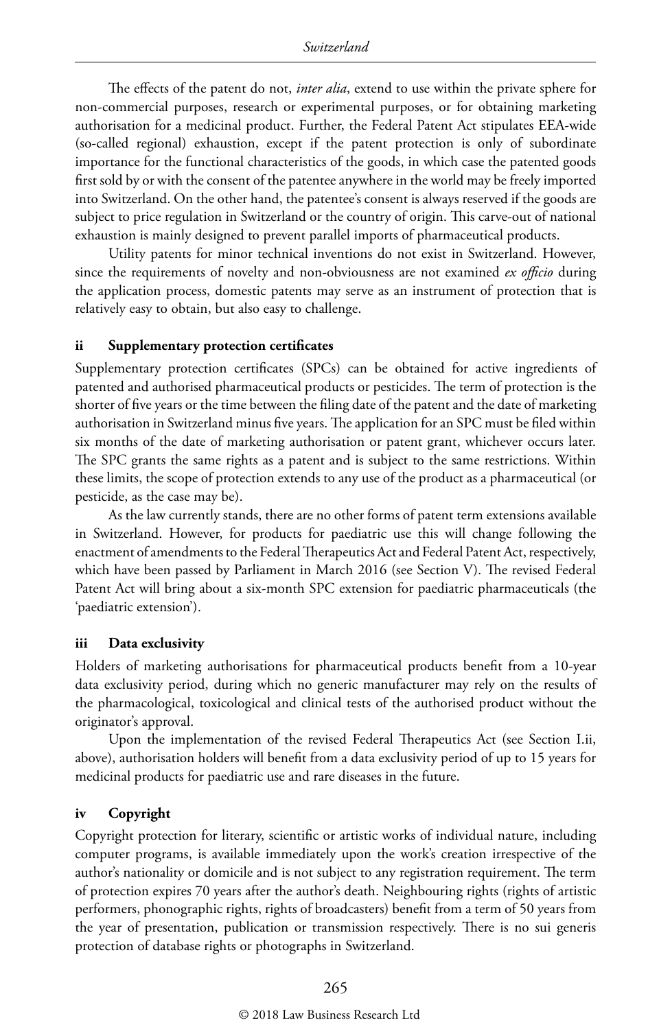The effects of the patent do not, *inter alia*, extend to use within the private sphere for non-commercial purposes, research or experimental purposes, or for obtaining marketing authorisation for a medicinal product. Further, the Federal Patent Act stipulates EEA-wide (so-called regional) exhaustion, except if the patent protection is only of subordinate importance for the functional characteristics of the goods, in which case the patented goods first sold by or with the consent of the patentee anywhere in the world may be freely imported into Switzerland. On the other hand, the patentee's consent is always reserved if the goods are subject to price regulation in Switzerland or the country of origin. This carve-out of national exhaustion is mainly designed to prevent parallel imports of pharmaceutical products.

Utility patents for minor technical inventions do not exist in Switzerland. However, since the requirements of novelty and non-obviousness are not examined *ex officio* during the application process, domestic patents may serve as an instrument of protection that is relatively easy to obtain, but also easy to challenge.

### ii Supplementary protection certificates

Supplementary protection certificates (SPCs) can be obtained for active ingredients of patented and authorised pharmaceutical products or pesticides. The term of protection is the shorter of five years or the time between the filing date of the patent and the date of marketing authorisation in Switzerland minus five years. The application for an SPC must be filed within six months of the date of marketing authorisation or patent grant, whichever occurs later. The SPC grants the same rights as a patent and is subject to the same restrictions. Within these limits, the scope of protection extends to any use of the product as a pharmaceutical (or pesticide, as the case may be).

As the law currently stands, there are no other forms of patent term extensions available in Switzerland. However, for products for paediatric use this will change following the enactment of amendments to the Federal Therapeutics Act and Federal Patent Act, respectively, which have been passed by Parliament in March 2016 (see Section V). The revised Federal Patent Act will bring about a six-month SPC extension for paediatric pharmaceuticals (the 'paediatric extension').

### iii Data exclusivity

Holders of marketing authorisations for pharmaceutical products benefit from a 10-year data exclusivity period, during which no generic manufacturer may rely on the results of the pharmacological, toxicological and clinical tests of the authorised product without the originator's approval.

Upon the implementation of the revised Federal Therapeutics Act (see Section I.ii, above), authorisation holders will benefit from a data exclusivity period of up to 15 years for medicinal products for paediatric use and rare diseases in the future.

### iv Copyright

Copyright protection for literary, scientific or artistic works of individual nature, including computer programs, is available immediately upon the work's creation irrespective of the author's nationality or domicile and is not subject to any registration requirement. The term of protection expires 70 years after the author's death. Neighbouring rights (rights of artistic performers, phonographic rights, rights of broadcasters) benefit from a term of 50 years from the year of presentation, publication or transmission respectively. There is no sui generis protection of database rights or photographs in Switzerland.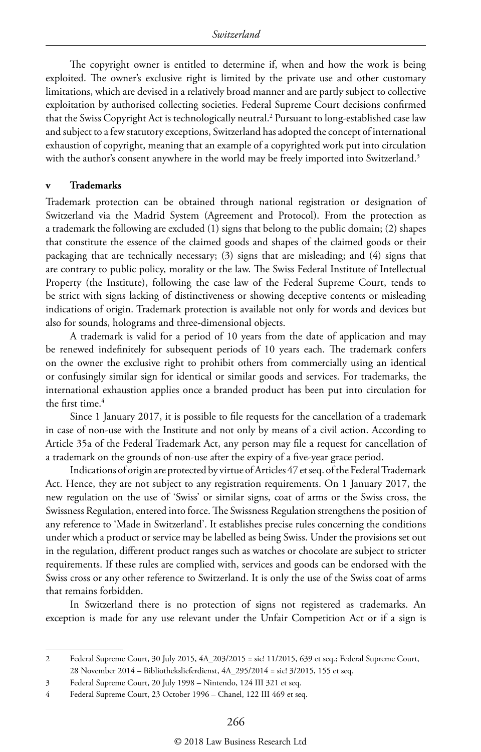The copyright owner is entitled to determine if, when and how the work is being exploited. The owner's exclusive right is limited by the private use and other customary limitations, which are devised in a relatively broad manner and are partly subject to collective exploitation by authorised collecting societies. Federal Supreme Court decisions confirmed that the Swiss Copyright Act is technologically neutral.[2] Pursuant to long-established case law and subject to a few statutory exceptions, Switzerland has adopted the concept of international exhaustion of copyright, meaning that an example of a copyrighted work put into circulation with the author's consent anywhere in the world may be freely imported into Switzerland.[3]

### v Trademarks

Trademark protection can be obtained through national registration or designation of Switzerland via the Madrid System (Agreement and Protocol). From the protection as a trademark the following are excluded (1) signs that belong to the public domain; (2) shapes that constitute the essence of the claimed goods and shapes of the claimed goods or their packaging that are technically necessary; (3) signs that are misleading; and (4) signs that are contrary to public policy, morality or the law. The Swiss Federal Institute of Intellectual Property (the Institute), following the case law of the Federal Supreme Court, tends to be strict with signs lacking of distinctiveness or showing deceptive contents or misleading indications of origin. Trademark protection is available not only for words and devices but also for sounds, holograms and three-dimensional objects.

A trademark is valid for a period of 10 years from the date of application and may be renewed indefinitely for subsequent periods of 10 years each. The trademark confers on the owner the exclusive right to prohibit others from commercially using an identical or confusingly similar sign for identical or similar goods and services. For trademarks, the international exhaustion applies once a branded product has been put into circulation for the first time.[4]

Since 1 January 2017, it is possible to file requests for the cancellation of a trademark in case of non-use with the Institute and not only by means of a civil action. According to Article 35a of the Federal Trademark Act, any person may file a request for cancellation of a trademark on the grounds of non-use after the expiry of a five-year grace period.

Indications of origin are protected by virtue of Articles 47 et seq. of the Federal Trademark Act. Hence, they are not subject to any registration requirements. On 1 January 2017, the new regulation on the use of 'Swiss' or similar signs, coat of arms or the Swiss cross, the Swissness Regulation, entered into force. The Swissness Regulation strengthens the position of any reference to 'Made in Switzerland'. It establishes precise rules concerning the conditions under which a product or service may be labelled as being Swiss. Under the provisions set out in the regulation, different product ranges such as watches or chocolate are subject to stricter requirements. If these rules are complied with, services and goods can be endorsed with the Swiss cross or any other reference to Switzerland. It is only the use of the Swiss coat of arms that remains forbidden.

In Switzerland there is no protection of signs not registered as trademarks. An exception is made for any use relevant under the Unfair Competition Act or if a sign is

---

2 Federal Supreme Court, 30 July 2015, 4A_203/2015 = sic! 11/2015, 639 et seq.; Federal Supreme Court, 28 November 2014 – Bibliothekslieferdienst, 4A_295/2014 = sic! 3/2015, 155 et seq.

3 Federal Supreme Court, 20 July 1998 – Nintendo, 124 III 321 et seq.

4 Federal Supreme Court, 23 October 1996 – Chanel, 122 III 469 et seq.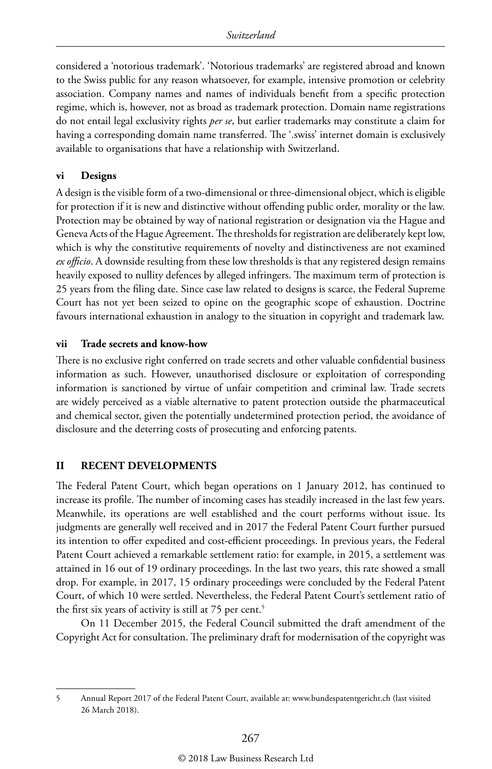considered a 'notorious trademark'. 'Notorious trademarks' are registered abroad and known to the Swiss public for any reason whatsoever, for example, intensive promotion or celebrity association. Company names and names of individuals benefit from a specific protection regime, which is, however, not as broad as trademark protection. Domain name registrations do not entail legal exclusivity rights *per se*, but earlier trademarks may constitute a claim for having a corresponding domain name transferred. The '.swiss' internet domain is exclusively available to organisations that have a relationship with Switzerland.

### vi Designs

A design is the visible form of a two-dimensional or three-dimensional object, which is eligible for protection if it is new and distinctive without offending public order, morality or the law. Protection may be obtained by way of national registration or designation via the Hague and Geneva Acts of the Hague Agreement. The thresholds for registration are deliberately kept low, which is why the constitutive requirements of novelty and distinctiveness are not examined *ex officio*. A downside resulting from these low thresholds is that any registered design remains heavily exposed to nullity defences by alleged infringers. The maximum term of protection is 25 years from the filing date. Since case law related to designs is scarce, the Federal Supreme Court has not yet been seized to opine on the geographic scope of exhaustion. Doctrine favours international exhaustion in analogy to the situation in copyright and trademark law.

### vii Trade secrets and know-how

There is no exclusive right conferred on trade secrets and other valuable confidential business information as such. However, unauthorised disclosure or exploitation of corresponding information is sanctioned by virtue of unfair competition and criminal law. Trade secrets are widely perceived as a viable alternative to patent protection outside the pharmaceutical and chemical sector, given the potentially undetermined protection period, the avoidance of disclosure and the deterring costs of prosecuting and enforcing patents.

## II RECENT DEVELOPMENTS

The Federal Patent Court, which began operations on 1 January 2012, has continued to increase its profile. The number of incoming cases has steadily increased in the last few years. Meanwhile, its operations are well established and the court performs without issue. Its judgments are generally well received and in 2017 the Federal Patent Court further pursued its intention to offer expedited and cost-efficient proceedings. In previous years, the Federal Patent Court achieved a remarkable settlement ratio: for example, in 2015, a settlement was attained in 16 out of 19 ordinary proceedings. In the last two years, this rate showed a small drop. For example, in 2017, 15 ordinary proceedings were concluded by the Federal Patent Court, of which 10 were settled. Nevertheless, the Federal Patent Court's settlement ratio of the first six years of activity is still at 75 per cent.[5]

On 11 December 2015, the Federal Council submitted the draft amendment of the Copyright Act for consultation. The preliminary draft for modernisation of the copyright was

---

5 Annual Report 2017 of the Federal Patent Court, available at: www.bundespatentgericht.ch (last visited 26 March 2018).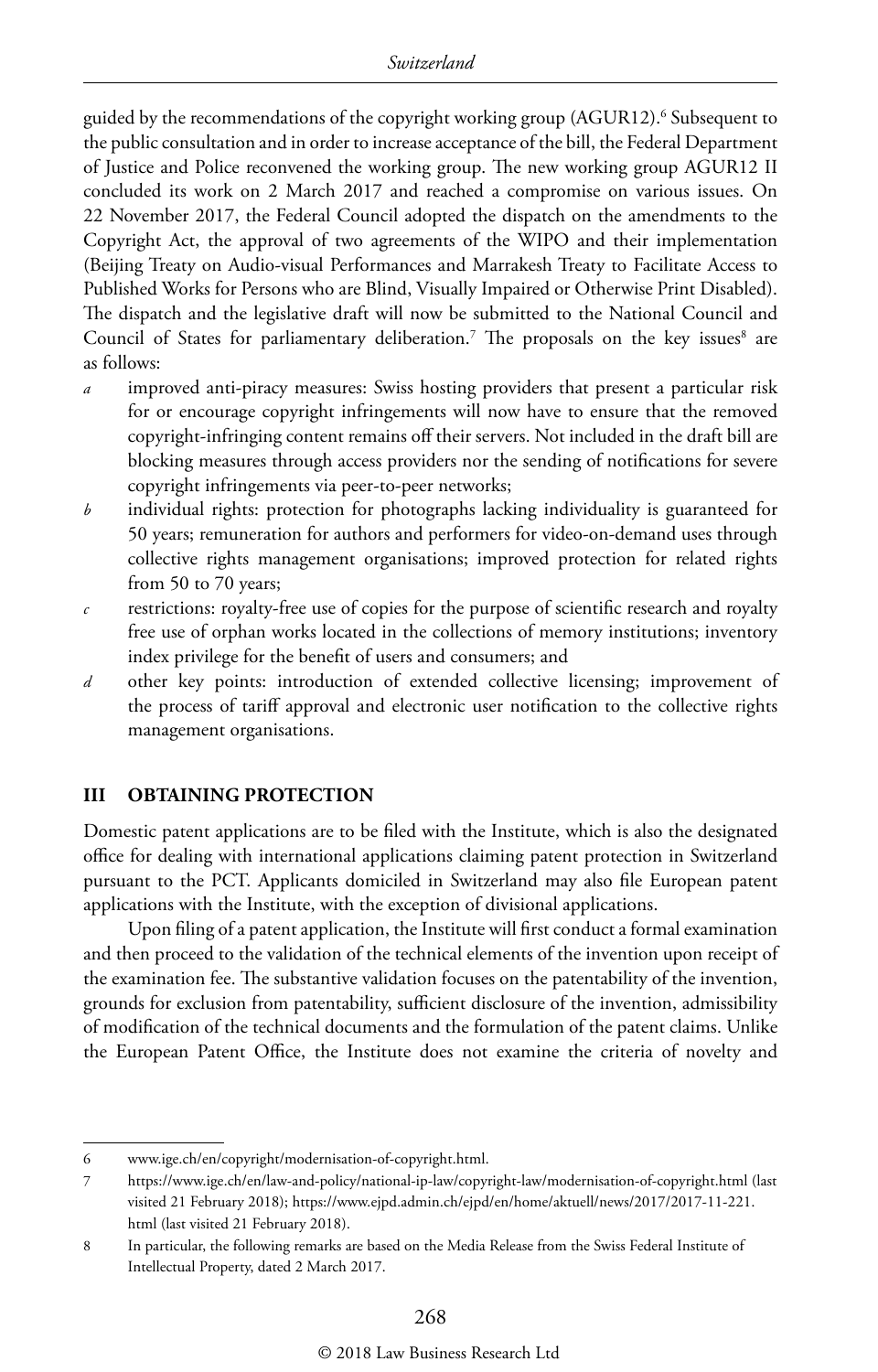guided by the recommendations of the copyright working group (AGUR12).[6] Subsequent to the public consultation and in order to increase acceptance of the bill, the Federal Department of Justice and Police reconvened the working group. The new working group AGUR12 II concluded its work on 2 March 2017 and reached a compromise on various issues. On 22 November 2017, the Federal Council adopted the dispatch on the amendments to the Copyright Act, the approval of two agreements of the WIPO and their implementation (Beijing Treaty on Audio-visual Performances and Marrakesh Treaty to Facilitate Access to Published Works for Persons who are Blind, Visually Impaired or Otherwise Print Disabled). The dispatch and the legislative draft will now be submitted to the National Council and Council of States for parliamentary deliberation.[7] The proposals on the key issues[8] are as follows:

- *a* improved anti-piracy measures: Swiss hosting providers that present a particular risk for or encourage copyright infringements will now have to ensure that the removed copyright-infringing content remains off their servers. Not included in the draft bill are blocking measures through access providers nor the sending of notifications for severe copyright infringements via peer-to-peer networks;
- *b* individual rights: protection for photographs lacking individuality is guaranteed for 50 years; remuneration for authors and performers for video-on-demand uses through collective rights management organisations; improved protection for related rights from 50 to 70 years;
- *c* restrictions: royalty-free use of copies for the purpose of scientific research and royalty free use of orphan works located in the collections of memory institutions; inventory index privilege for the benefit of users and consumers; and
- *d* other key points: introduction of extended collective licensing; improvement of the process of tariff approval and electronic user notification to the collective rights management organisations.

## III OBTAINING PROTECTION

Domestic patent applications are to be filed with the Institute, which is also the designated office for dealing with international applications claiming patent protection in Switzerland pursuant to the PCT. Applicants domiciled in Switzerland may also file European patent applications with the Institute, with the exception of divisional applications.

Upon filing of a patent application, the Institute will first conduct a formal examination and then proceed to the validation of the technical elements of the invention upon receipt of the examination fee. The substantive validation focuses on the patentability of the invention, grounds for exclusion from patentability, sufficient disclosure of the invention, admissibility of modification of the technical documents and the formulation of the patent claims. Unlike the European Patent Office, the Institute does not examine the criteria of novelty and

---

6 www.ige.ch/en/copyright/modernisation-of-copyright.html.

7 https://www.ige.ch/en/law-and-policy/national-ip-law/copyright-law/modernisation-of-copyright.html (last visited 21 February 2018); https://www.ejpd.admin.ch/ejpd/en/home/aktuell/news/2017/2017-11-221.html (last visited 21 February 2018).

8 In particular, the following remarks are based on the Media Release from the Swiss Federal Institute of Intellectual Property, dated 2 March 2017.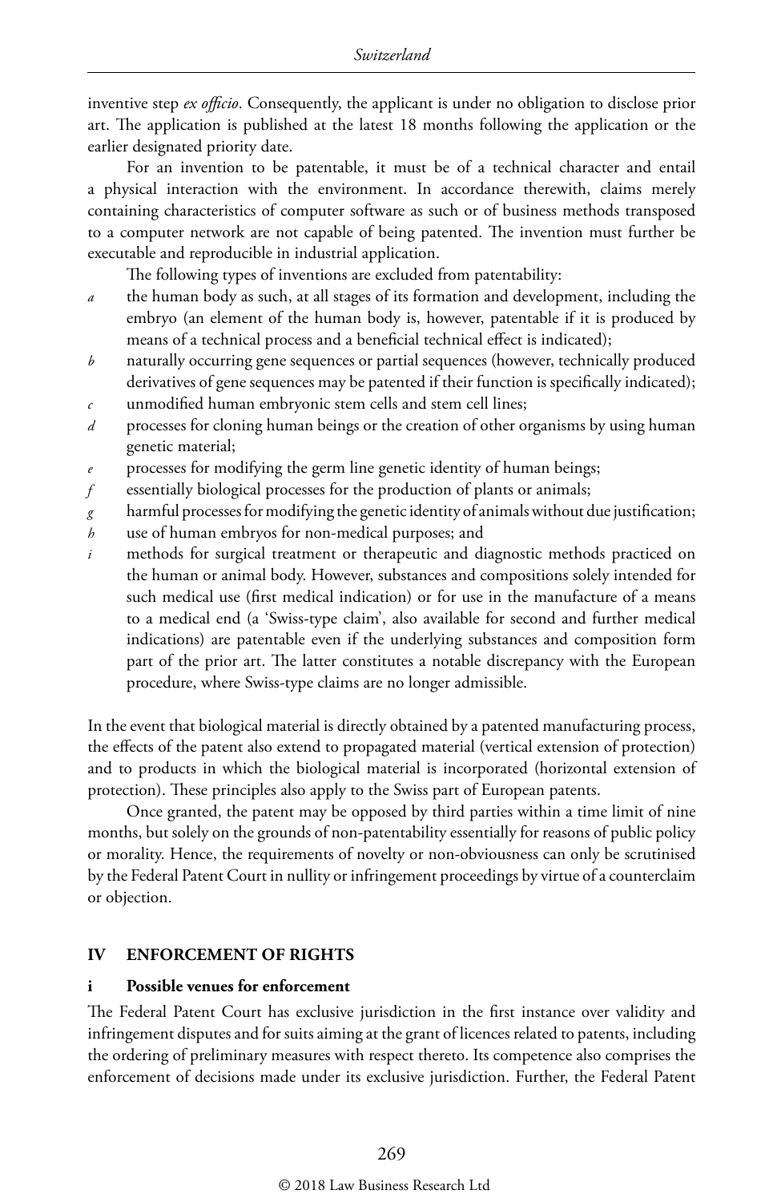inventive step *ex officio*. Consequently, the applicant is under no obligation to disclose prior art. The application is published at the latest 18 months following the application or the earlier designated priority date.

For an invention to be patentable, it must be of a technical character and entail a physical interaction with the environment. In accordance therewith, claims merely containing characteristics of computer software as such or of business methods transposed to a computer network are not capable of being patented. The invention must further be executable and reproducible in industrial application.

The following types of inventions are excluded from patentability:

*a* the human body as such, at all stages of its formation and development, including the embryo (an element of the human body is, however, patentable if it is produced by means of a technical process and a beneficial technical effect is indicated);

*b* naturally occurring gene sequences or partial sequences (however, technically produced derivatives of gene sequences may be patented if their function is specifically indicated);

*c* unmodified human embryonic stem cells and stem cell lines;

*d* processes for cloning human beings or the creation of other organisms by using human genetic material;

*e* processes for modifying the germ line genetic identity of human beings;

*f* essentially biological processes for the production of plants or animals;

*g* harmful processes for modifying the genetic identity of animals without due justification;

*h* use of human embryos for non-medical purposes; and

*i* methods for surgical treatment or therapeutic and diagnostic methods practiced on the human or animal body. However, substances and compositions solely intended for such medical use (first medical indication) or for use in the manufacture of a means to a medical end (a 'Swiss-type claim', also available for second and further medical indications) are patentable even if the underlying substances and composition form part of the prior art. The latter constitutes a notable discrepancy with the European procedure, where Swiss-type claims are no longer admissible.

In the event that biological material is directly obtained by a patented manufacturing process, the effects of the patent also extend to propagated material (vertical extension of protection) and to products in which the biological material is incorporated (horizontal extension of protection). These principles also apply to the Swiss part of European patents.

Once granted, the patent may be opposed by third parties within a time limit of nine months, but solely on the grounds of non-patentability essentially for reasons of public policy or morality. Hence, the requirements of novelty or non-obviousness can only be scrutinised by the Federal Patent Court in nullity or infringement proceedings by virtue of a counterclaim or objection.

## IV ENFORCEMENT OF RIGHTS

### i Possible venues for enforcement

The Federal Patent Court has exclusive jurisdiction in the first instance over validity and infringement disputes and for suits aiming at the grant of licences related to patents, including the ordering of preliminary measures with respect thereto. Its competence also comprises the enforcement of decisions made under its exclusive jurisdiction. Further, the Federal Patent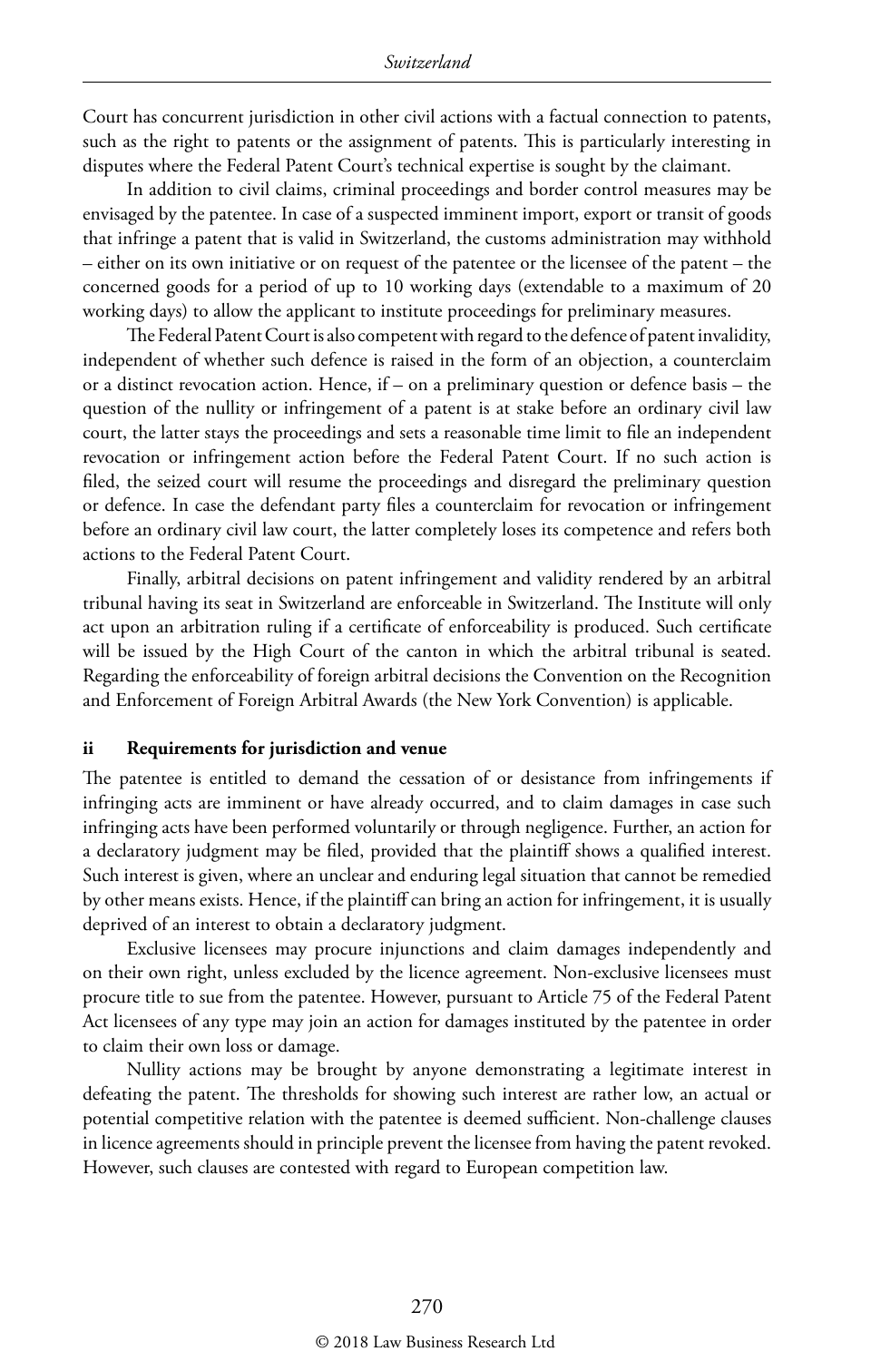Court has concurrent jurisdiction in other civil actions with a factual connection to patents, such as the right to patents or the assignment of patents. This is particularly interesting in disputes where the Federal Patent Court's technical expertise is sought by the claimant.

In addition to civil claims, criminal proceedings and border control measures may be envisaged by the patentee. In case of a suspected imminent import, export or transit of goods that infringe a patent that is valid in Switzerland, the customs administration may withhold – either on its own initiative or on request of the patentee or the licensee of the patent – the concerned goods for a period of up to 10 working days (extendable to a maximum of 20 working days) to allow the applicant to institute proceedings for preliminary measures.

The Federal Patent Court is also competent with regard to the defence of patent invalidity, independent of whether such defence is raised in the form of an objection, a counterclaim or a distinct revocation action. Hence, if – on a preliminary question or defence basis – the question of the nullity or infringement of a patent is at stake before an ordinary civil law court, the latter stays the proceedings and sets a reasonable time limit to file an independent revocation or infringement action before the Federal Patent Court. If no such action is filed, the seized court will resume the proceedings and disregard the preliminary question or defence. In case the defendant party files a counterclaim for revocation or infringement before an ordinary civil law court, the latter completely loses its competence and refers both actions to the Federal Patent Court.

Finally, arbitral decisions on patent infringement and validity rendered by an arbitral tribunal having its seat in Switzerland are enforceable in Switzerland. The Institute will only act upon an arbitration ruling if a certificate of enforceability is produced. Such certificate will be issued by the High Court of the canton in which the arbitral tribunal is seated. Regarding the enforceability of foreign arbitral decisions the Convention on the Recognition and Enforcement of Foreign Arbitral Awards (the New York Convention) is applicable.

### ii Requirements for jurisdiction and venue

The patentee is entitled to demand the cessation of or desistance from infringements if infringing acts are imminent or have already occurred, and to claim damages in case such infringing acts have been performed voluntarily or through negligence. Further, an action for a declaratory judgment may be filed, provided that the plaintiff shows a qualified interest. Such interest is given, where an unclear and enduring legal situation that cannot be remedied by other means exists. Hence, if the plaintiff can bring an action for infringement, it is usually deprived of an interest to obtain a declaratory judgment.

Exclusive licensees may procure injunctions and claim damages independently and on their own right, unless excluded by the licence agreement. Non-exclusive licensees must procure title to sue from the patentee. However, pursuant to Article 75 of the Federal Patent Act licensees of any type may join an action for damages instituted by the patentee in order to claim their own loss or damage.

Nullity actions may be brought by anyone demonstrating a legitimate interest in defeating the patent. The thresholds for showing such interest are rather low, an actual or potential competitive relation with the patentee is deemed sufficient. Non-challenge clauses in licence agreements should in principle prevent the licensee from having the patent revoked. However, such clauses are contested with regard to European competition law.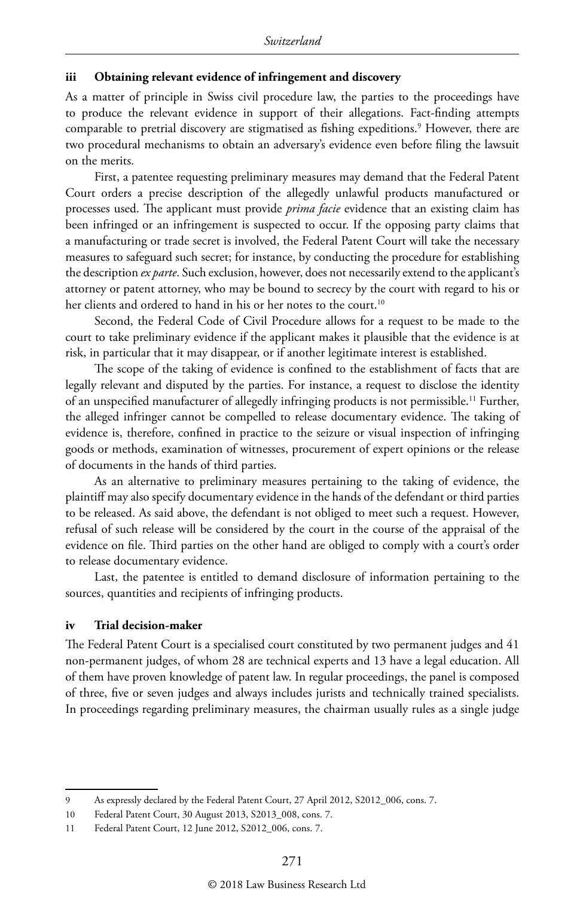### iii Obtaining relevant evidence of infringement and discovery

As a matter of principle in Swiss civil procedure law, the parties to the proceedings have to produce the relevant evidence in support of their allegations. Fact-finding attempts comparable to pretrial discovery are stigmatised as fishing expeditions.[9] However, there are two procedural mechanisms to obtain an adversary's evidence even before filing the lawsuit on the merits.

First, a patentee requesting preliminary measures may demand that the Federal Patent Court orders a precise description of the allegedly unlawful products manufactured or processes used. The applicant must provide *prima facie* evidence that an existing claim has been infringed or an infringement is suspected to occur. If the opposing party claims that a manufacturing or trade secret is involved, the Federal Patent Court will take the necessary measures to safeguard such secret; for instance, by conducting the procedure for establishing the description *ex parte*. Such exclusion, however, does not necessarily extend to the applicant's attorney or patent attorney, who may be bound to secrecy by the court with regard to his or her clients and ordered to hand in his or her notes to the court.[10]

Second, the Federal Code of Civil Procedure allows for a request to be made to the court to take preliminary evidence if the applicant makes it plausible that the evidence is at risk, in particular that it may disappear, or if another legitimate interest is established.

The scope of the taking of evidence is confined to the establishment of facts that are legally relevant and disputed by the parties. For instance, a request to disclose the identity of an unspecified manufacturer of allegedly infringing products is not permissible.[11] Further, the alleged infringer cannot be compelled to release documentary evidence. The taking of evidence is, therefore, confined in practice to the seizure or visual inspection of infringing goods or methods, examination of witnesses, procurement of expert opinions or the release of documents in the hands of third parties.

As an alternative to preliminary measures pertaining to the taking of evidence, the plaintiff may also specify documentary evidence in the hands of the defendant or third parties to be released. As said above, the defendant is not obliged to meet such a request. However, refusal of such release will be considered by the court in the course of the appraisal of the evidence on file. Third parties on the other hand are obliged to comply with a court's order to release documentary evidence.

Last, the patentee is entitled to demand disclosure of information pertaining to the sources, quantities and recipients of infringing products.

### iv Trial decision-maker

The Federal Patent Court is a specialised court constituted by two permanent judges and 41 non-permanent judges, of whom 28 are technical experts and 13 have a legal education. All of them have proven knowledge of patent law. In regular proceedings, the panel is composed of three, five or seven judges and always includes jurists and technically trained specialists. In proceedings regarding preliminary measures, the chairman usually rules as a single judge

---

9 As expressly declared by the Federal Patent Court, 27 April 2012, S2012_006, cons. 7.

10 Federal Patent Court, 30 August 2013, S2013_008, cons. 7.

11 Federal Patent Court, 12 June 2012, S2012_006, cons. 7.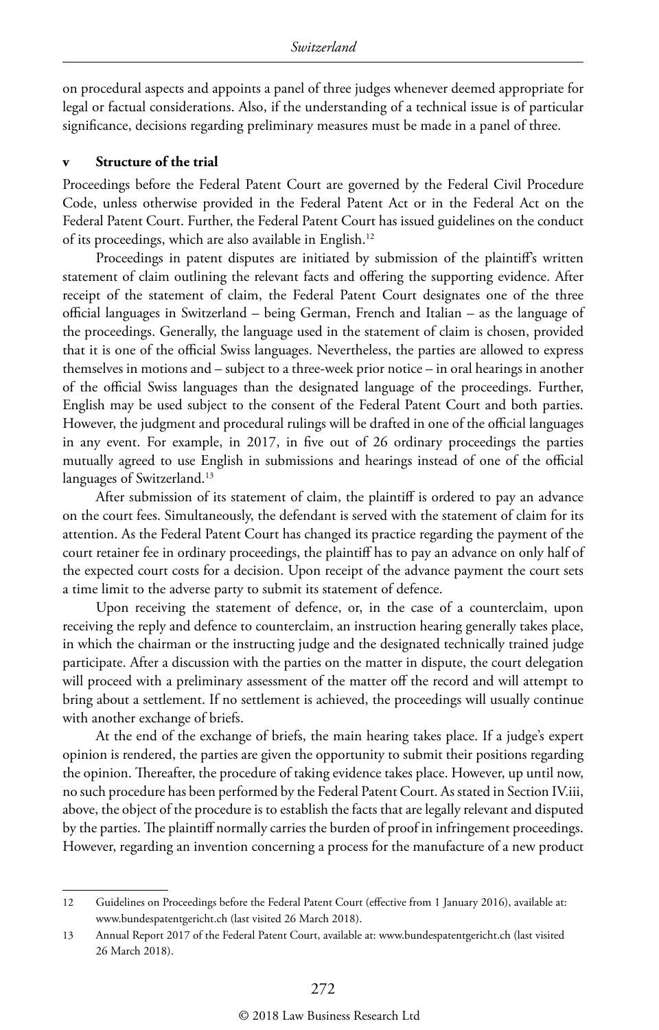on procedural aspects and appoints a panel of three judges whenever deemed appropriate for legal or factual considerations. Also, if the understanding of a technical issue is of particular significance, decisions regarding preliminary measures must be made in a panel of three.

### v Structure of the trial

Proceedings before the Federal Patent Court are governed by the Federal Civil Procedure Code, unless otherwise provided in the Federal Patent Act or in the Federal Act on the Federal Patent Court. Further, the Federal Patent Court has issued guidelines on the conduct of its proceedings, which are also available in English.[12]

Proceedings in patent disputes are initiated by submission of the plaintiff's written statement of claim outlining the relevant facts and offering the supporting evidence. After receipt of the statement of claim, the Federal Patent Court designates one of the three official languages in Switzerland – being German, French and Italian – as the language of the proceedings. Generally, the language used in the statement of claim is chosen, provided that it is one of the official Swiss languages. Nevertheless, the parties are allowed to express themselves in motions and – subject to a three-week prior notice – in oral hearings in another of the official Swiss languages than the designated language of the proceedings. Further, English may be used subject to the consent of the Federal Patent Court and both parties. However, the judgment and procedural rulings will be drafted in one of the official languages in any event. For example, in 2017, in five out of 26 ordinary proceedings the parties mutually agreed to use English in submissions and hearings instead of one of the official languages of Switzerland.[13]

After submission of its statement of claim, the plaintiff is ordered to pay an advance on the court fees. Simultaneously, the defendant is served with the statement of claim for its attention. As the Federal Patent Court has changed its practice regarding the payment of the court retainer fee in ordinary proceedings, the plaintiff has to pay an advance on only half of the expected court costs for a decision. Upon receipt of the advance payment the court sets a time limit to the adverse party to submit its statement of defence.

Upon receiving the statement of defence, or, in the case of a counterclaim, upon receiving the reply and defence to counterclaim, an instruction hearing generally takes place, in which the chairman or the instructing judge and the designated technically trained judge participate. After a discussion with the parties on the matter in dispute, the court delegation will proceed with a preliminary assessment of the matter off the record and will attempt to bring about a settlement. If no settlement is achieved, the proceedings will usually continue with another exchange of briefs.

At the end of the exchange of briefs, the main hearing takes place. If a judge's expert opinion is rendered, the parties are given the opportunity to submit their positions regarding the opinion. Thereafter, the procedure of taking evidence takes place. However, up until now, no such procedure has been performed by the Federal Patent Court. As stated in Section IV.iii, above, the object of the procedure is to establish the facts that are legally relevant and disputed by the parties. The plaintiff normally carries the burden of proof in infringement proceedings. However, regarding an invention concerning a process for the manufacture of a new product

---

12 Guidelines on Proceedings before the Federal Patent Court (effective from 1 January 2016), available at: www.bundespatentgericht.ch (last visited 26 March 2018).

13 Annual Report 2017 of the Federal Patent Court, available at: www.bundespatentgericht.ch (last visited 26 March 2018).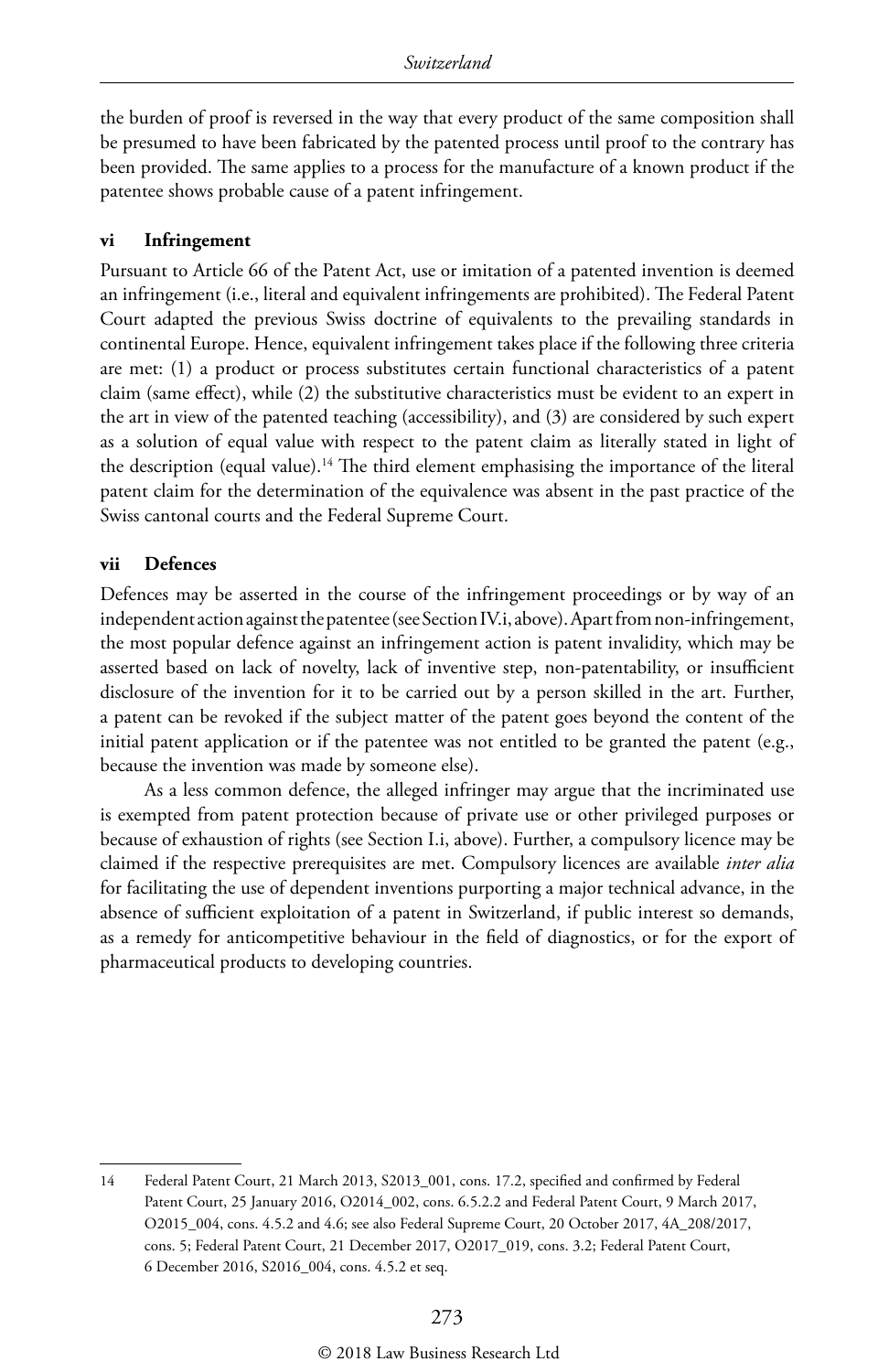the burden of proof is reversed in the way that every product of the same composition shall be presumed to have been fabricated by the patented process until proof to the contrary has been provided. The same applies to a process for the manufacture of a known product if the patentee shows probable cause of a patent infringement.

### vi Infringement

Pursuant to Article 66 of the Patent Act, use or imitation of a patented invention is deemed an infringement (i.e., literal and equivalent infringements are prohibited). The Federal Patent Court adapted the previous Swiss doctrine of equivalents to the prevailing standards in continental Europe. Hence, equivalent infringement takes place if the following three criteria are met: (1) a product or process substitutes certain functional characteristics of a patent claim (same effect), while (2) the substitutive characteristics must be evident to an expert in the art in view of the patented teaching (accessibility), and (3) are considered by such expert as a solution of equal value with respect to the patent claim as literally stated in light of the description (equal value).[14] The third element emphasising the importance of the literal patent claim for the determination of the equivalence was absent in the past practice of the Swiss cantonal courts and the Federal Supreme Court.

### vii Defences

Defences may be asserted in the course of the infringement proceedings or by way of an independent action against the patentee (see Section IV.i, above). Apart from non-infringement, the most popular defence against an infringement action is patent invalidity, which may be asserted based on lack of novelty, lack of inventive step, non-patentability, or insufficient disclosure of the invention for it to be carried out by a person skilled in the art. Further, a patent can be revoked if the subject matter of the patent goes beyond the content of the initial patent application or if the patentee was not entitled to be granted the patent (e.g., because the invention was made by someone else).

As a less common defence, the alleged infringer may argue that the incriminated use is exempted from patent protection because of private use or other privileged purposes or because of exhaustion of rights (see Section I.i, above). Further, a compulsory licence may be claimed if the respective prerequisites are met. Compulsory licences are available *inter alia* for facilitating the use of dependent inventions purporting a major technical advance, in the absence of sufficient exploitation of a patent in Switzerland, if public interest so demands, as a remedy for anticompetitive behaviour in the field of diagnostics, or for the export of pharmaceutical products to developing countries.

---

14 Federal Patent Court, 21 March 2013, S2013_001, cons. 17.2, specified and confirmed by Federal Patent Court, 25 January 2016, O2014_002, cons. 6.5.2.2 and Federal Patent Court, 9 March 2017, O2015_004, cons. 4.5.2 and 4.6; see also Federal Supreme Court, 20 October 2017, 4A_208/2017, cons. 5; Federal Patent Court, 21 December 2017, O2017_019, cons. 3.2; Federal Patent Court, 6 December 2016, S2016_004, cons. 4.5.2 et seq.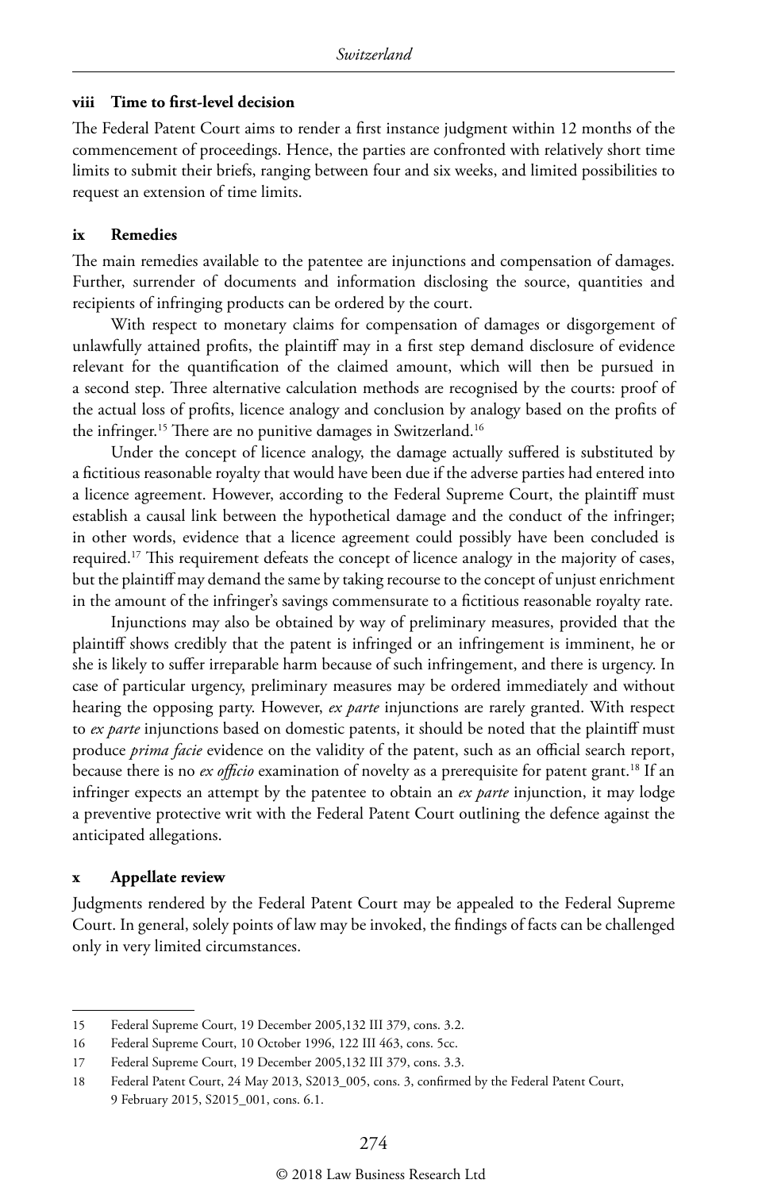### viii Time to first-level decision

The Federal Patent Court aims to render a first instance judgment within 12 months of the commencement of proceedings. Hence, the parties are confronted with relatively short time limits to submit their briefs, ranging between four and six weeks, and limited possibilities to request an extension of time limits.

### ix Remedies

The main remedies available to the patentee are injunctions and compensation of damages. Further, surrender of documents and information disclosing the source, quantities and recipients of infringing products can be ordered by the court.

With respect to monetary claims for compensation of damages or disgorgement of unlawfully attained profits, the plaintiff may in a first step demand disclosure of evidence relevant for the quantification of the claimed amount, which will then be pursued in a second step. Three alternative calculation methods are recognised by the courts: proof of the actual loss of profits, licence analogy and conclusion by analogy based on the profits of the infringer.[15] There are no punitive damages in Switzerland.[16]

Under the concept of licence analogy, the damage actually suffered is substituted by a fictitious reasonable royalty that would have been due if the adverse parties had entered into a licence agreement. However, according to the Federal Supreme Court, the plaintiff must establish a causal link between the hypothetical damage and the conduct of the infringer; in other words, evidence that a licence agreement could possibly have been concluded is required.[17] This requirement defeats the concept of licence analogy in the majority of cases, but the plaintiff may demand the same by taking recourse to the concept of unjust enrichment in the amount of the infringer's savings commensurate to a fictitious reasonable royalty rate.

Injunctions may also be obtained by way of preliminary measures, provided that the plaintiff shows credibly that the patent is infringed or an infringement is imminent, he or she is likely to suffer irreparable harm because of such infringement, and there is urgency. In case of particular urgency, preliminary measures may be ordered immediately and without hearing the opposing party. However, *ex parte* injunctions are rarely granted. With respect to *ex parte* injunctions based on domestic patents, it should be noted that the plaintiff must produce *prima facie* evidence on the validity of the patent, such as an official search report, because there is no *ex officio* examination of novelty as a prerequisite for patent grant.[18] If an infringer expects an attempt by the patentee to obtain an *ex parte* injunction, it may lodge a preventive protective writ with the Federal Patent Court outlining the defence against the anticipated allegations.

### x Appellate review

Judgments rendered by the Federal Patent Court may be appealed to the Federal Supreme Court. In general, solely points of law may be invoked, the findings of facts can be challenged only in very limited circumstances.

---

15 Federal Supreme Court, 19 December 2005,132 III 379, cons. 3.2.

16 Federal Supreme Court, 10 October 1996, 122 III 463, cons. 5cc.

17 Federal Supreme Court, 19 December 2005,132 III 379, cons. 3.3.

18 Federal Patent Court, 24 May 2013, S2013_005, cons. 3, confirmed by the Federal Patent Court, 9 February 2015, S2015_001, cons. 6.1.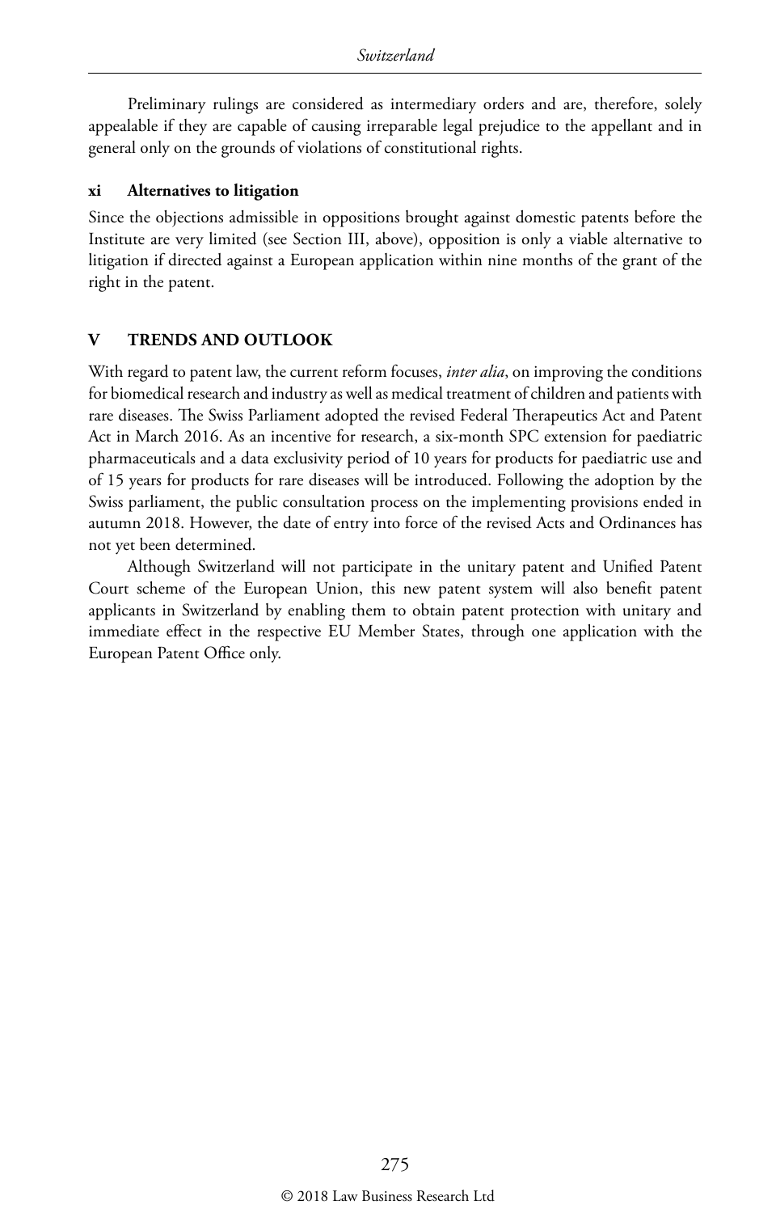Preliminary rulings are considered as intermediary orders and are, therefore, solely appealable if they are capable of causing irreparable legal prejudice to the appellant and in general only on the grounds of violations of constitutional rights.

#### xi Alternatives to litigation

Since the objections admissible in oppositions brought against domestic patents before the Institute are very limited (see Section III, above), opposition is only a viable alternative to litigation if directed against a European application within nine months of the grant of the right in the patent.

## V TRENDS AND OUTLOOK

With regard to patent law, the current reform focuses, *inter alia*, on improving the conditions for biomedical research and industry as well as medical treatment of children and patients with rare diseases. The Swiss Parliament adopted the revised Federal Therapeutics Act and Patent Act in March 2016. As an incentive for research, a six-month SPC extension for paediatric pharmaceuticals and a data exclusivity period of 10 years for products for paediatric use and of 15 years for products for rare diseases will be introduced. Following the adoption by the Swiss parliament, the public consultation process on the implementing provisions ended in autumn 2018. However, the date of entry into force of the revised Acts and Ordinances has not yet been determined.

Although Switzerland will not participate in the unitary patent and Unified Patent Court scheme of the European Union, this new patent system will also benefit patent applicants in Switzerland by enabling them to obtain patent protection with unitary and immediate effect in the respective EU Member States, through one application with the European Patent Office only.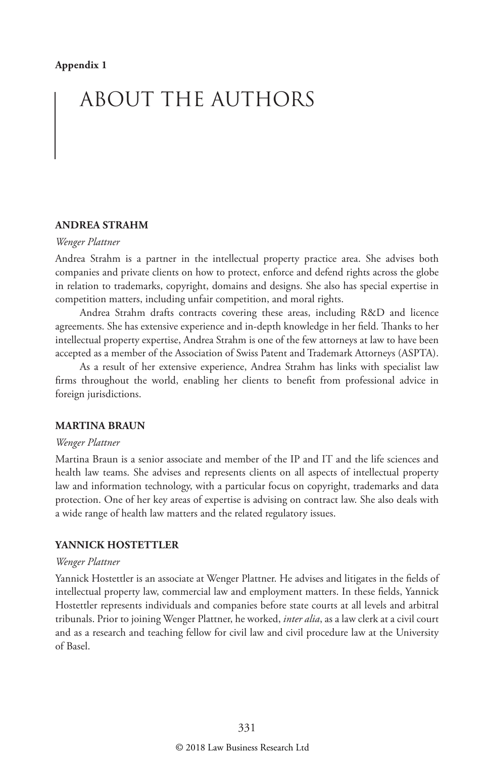**Appendix 1**

# ABOUT THE AUTHORS

## ANDREA STRAHM

*Wenger Plattner*

Andrea Strahm is a partner in the intellectual property practice area. She advises both companies and private clients on how to protect, enforce and defend rights across the globe in relation to trademarks, copyright, domains and designs. She also has special expertise in competition matters, including unfair competition, and moral rights.

Andrea Strahm drafts contracts covering these areas, including R&D and licence agreements. She has extensive experience and in-depth knowledge in her field. Thanks to her intellectual property expertise, Andrea Strahm is one of the few attorneys at law to have been accepted as a member of the Association of Swiss Patent and Trademark Attorneys (ASPTA).

As a result of her extensive experience, Andrea Strahm has links with specialist law firms throughout the world, enabling her clients to benefit from professional advice in foreign jurisdictions.

## MARTINA BRAUN

*Wenger Plattner*

Martina Braun is a senior associate and member of the IP and IT and the life sciences and health law teams. She advises and represents clients on all aspects of intellectual property law and information technology, with a particular focus on copyright, trademarks and data protection. One of her key areas of expertise is advising on contract law. She also deals with a wide range of health law matters and the related regulatory issues.

## YANNICK HOSTETTLER

*Wenger Plattner*

Yannick Hostettler is an associate at Wenger Plattner. He advises and litigates in the fields of intellectual property law, commercial law and employment matters. In these fields, Yannick Hostettler represents individuals and companies before state courts at all levels and arbitral tribunals. Prior to joining Wenger Plattner, he worked, *inter alia*, as a law clerk at a civil court and as a research and teaching fellow for civil law and civil procedure law at the University of Basel.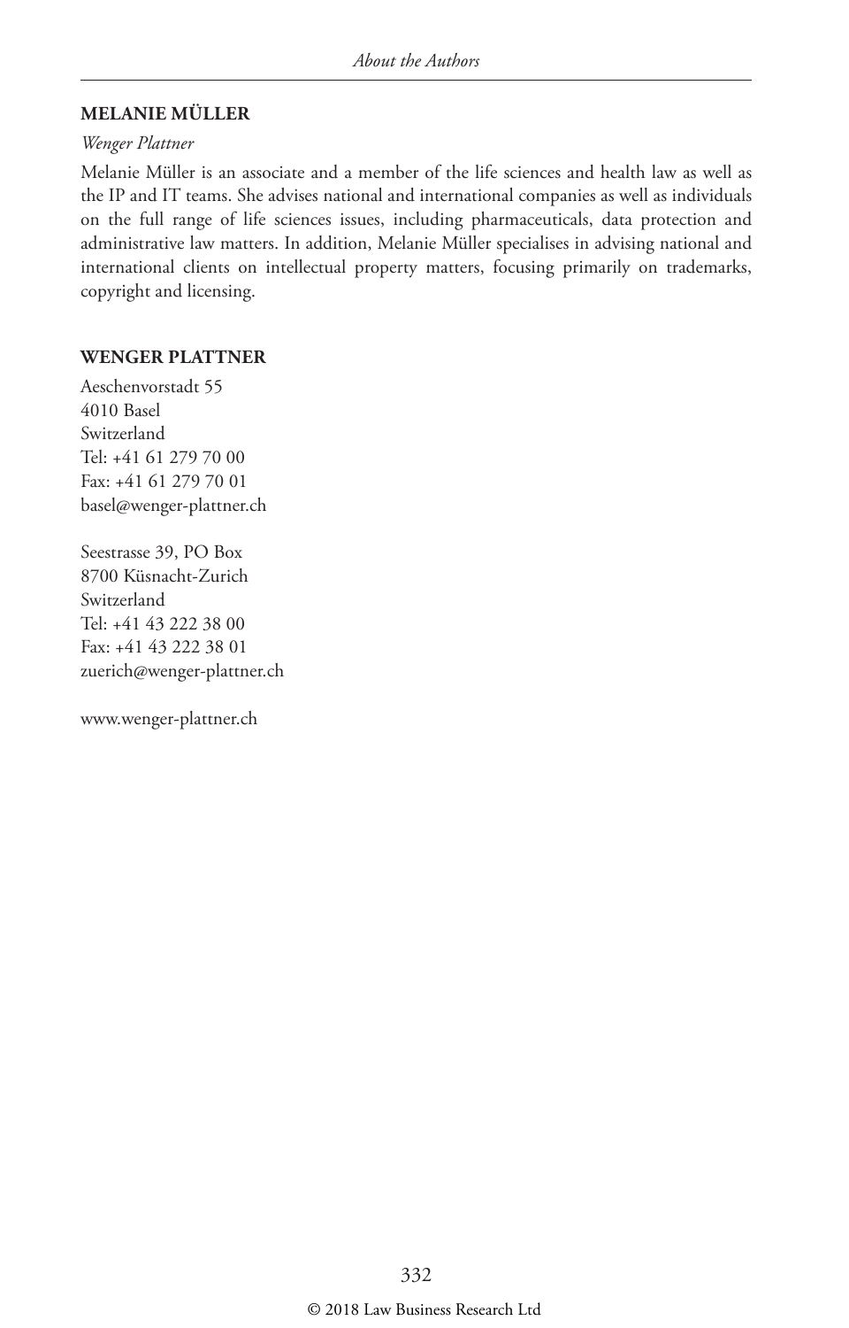## MELANIE MÜLLER

*Wenger Plattner*

Melanie Müller is an associate and a member of the life sciences and health law as well as the IP and IT teams. She advises national and international companies as well as individuals on the full range of life sciences issues, including pharmaceuticals, data protection and administrative law matters. In addition, Melanie Müller specialises in advising national and international clients on intellectual property matters, focusing primarily on trademarks, copyright and licensing.

## WENGER PLATTNER

Aeschenvorstadt 55
4010 Basel
Switzerland
Tel: +41 61 279 70 00
Fax: +41 61 279 70 01
basel@wenger-plattner.ch

Seestrasse 39, PO Box
8700 Küsnacht-Zurich
Switzerland
Tel: +41 43 222 38 00
Fax: +41 43 222 38 01
zuerich@wenger-plattner.ch

www.wenger-plattner.ch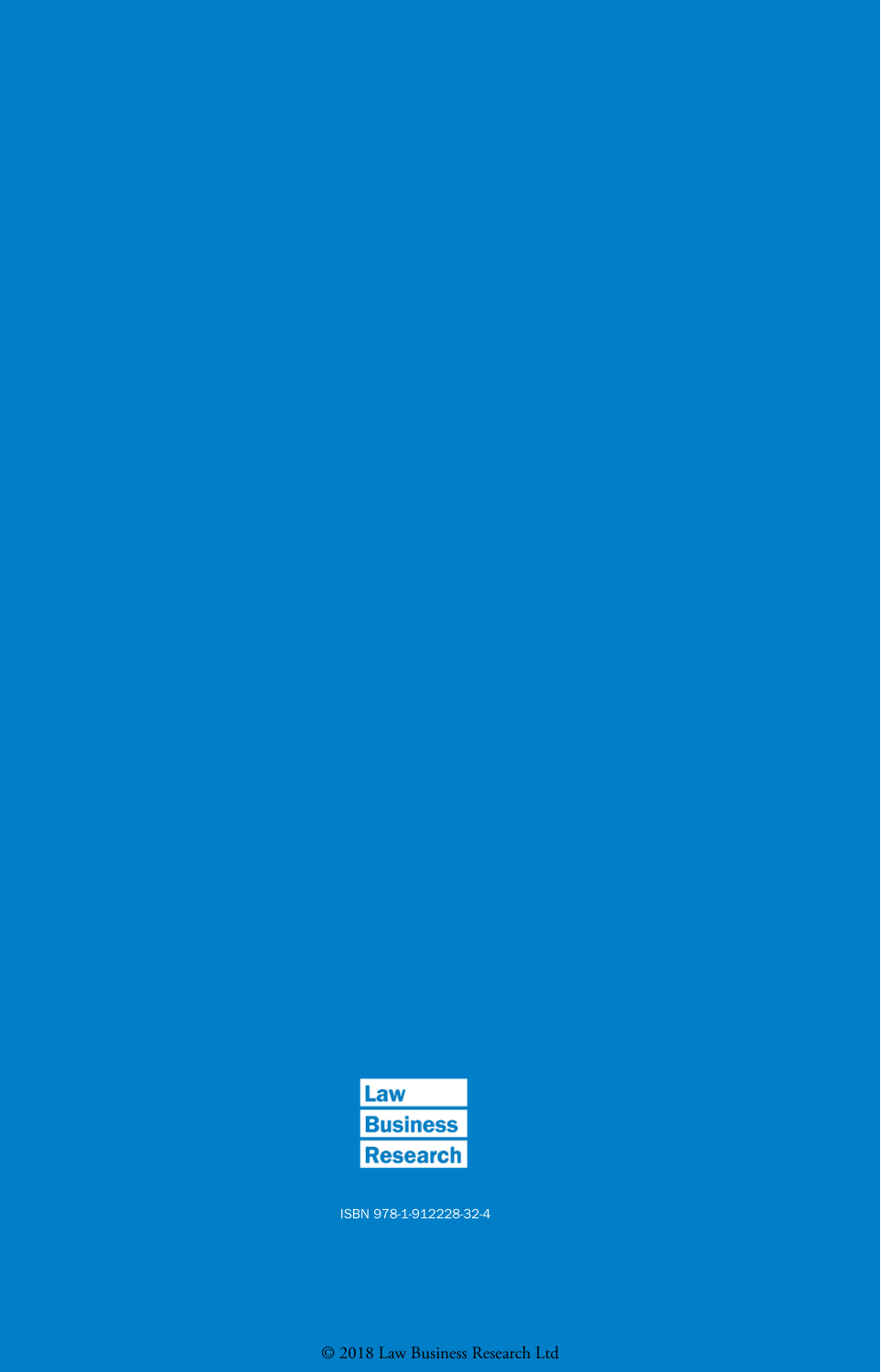Law
Business
Research

ISBN 978-1-912228-32-4

© 2018 Law Business Research Ltd